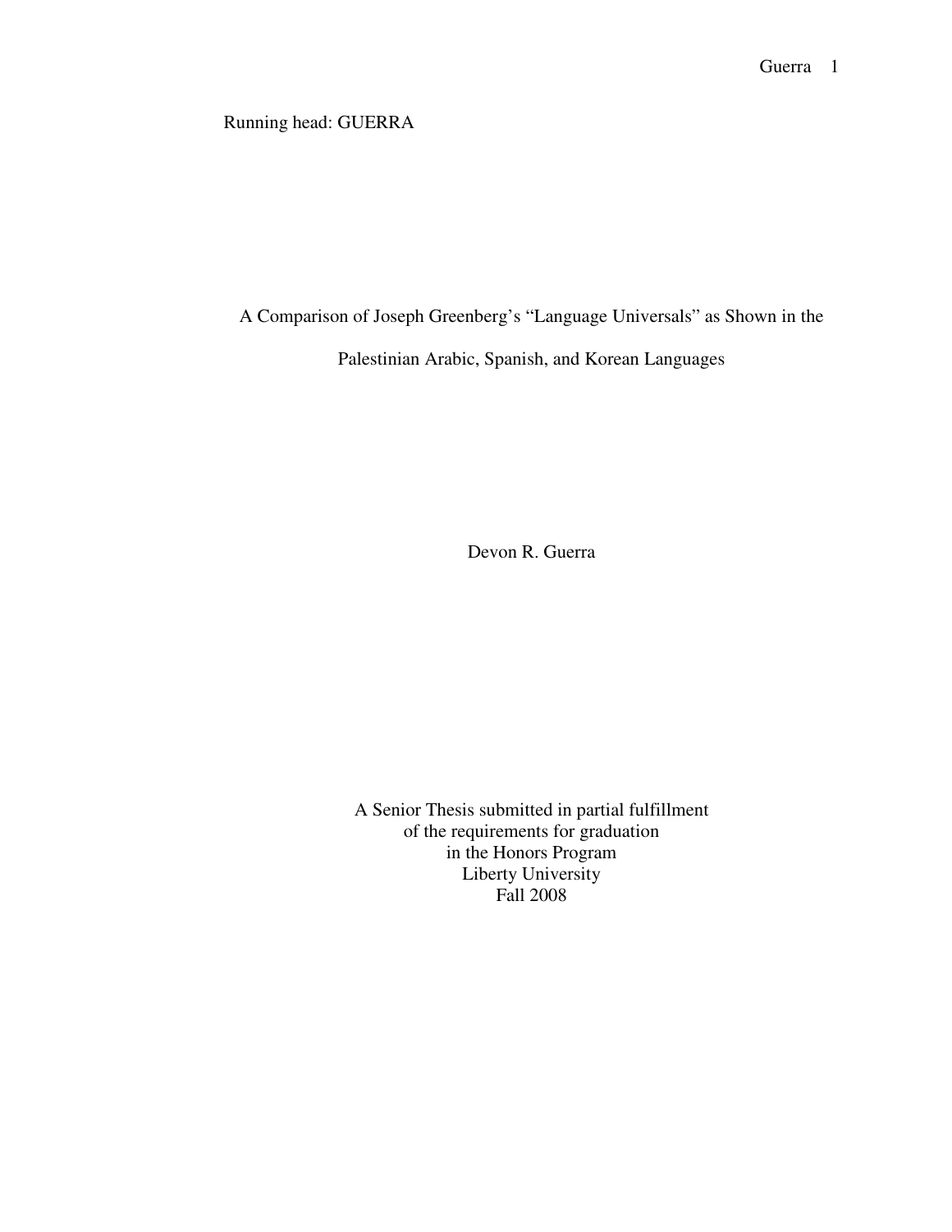# A Comparison of Joseph Greenberg's "Language Universals" as Shown in the Palestinian Arabic, Spanish, and Korean Languages

Devon R. Guerra

A Senior Thesis submitted in partial fulfillment
of the requirements for graduation
in the Honors Program
Liberty University
Fall 2008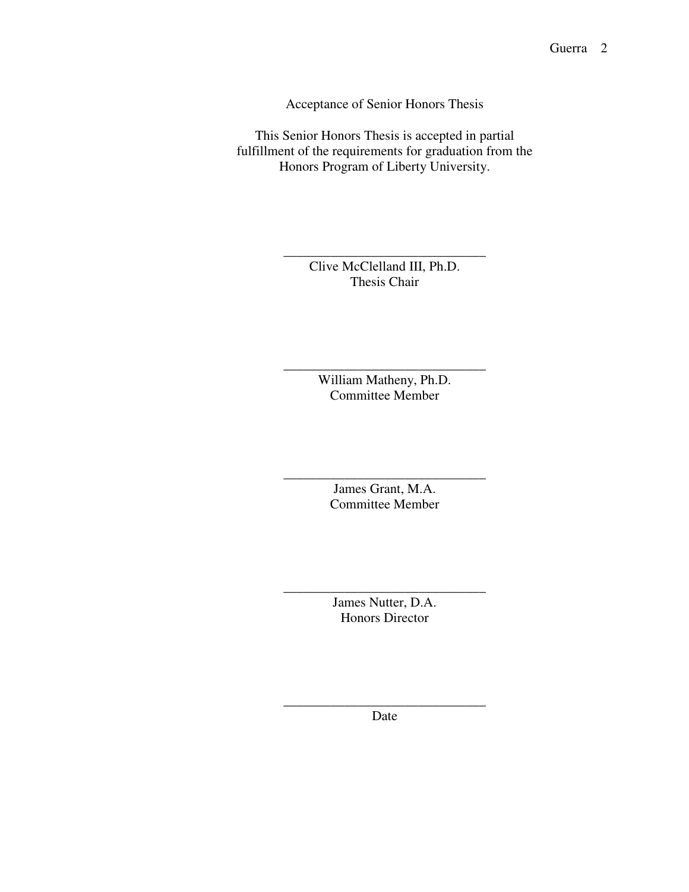Acceptance of Senior Honors Thesis

This Senior Honors Thesis is accepted in partial fulfillment of the requirements for graduation from the Honors Program of Liberty University.

______________________________
Clive McClelland III, Ph.D.
Thesis Chair

______________________________
William Matheny, Ph.D.
Committee Member

______________________________
James Grant, M.A.
Committee Member

______________________________
James Nutter, D.A.
Honors Director

______________________________
Date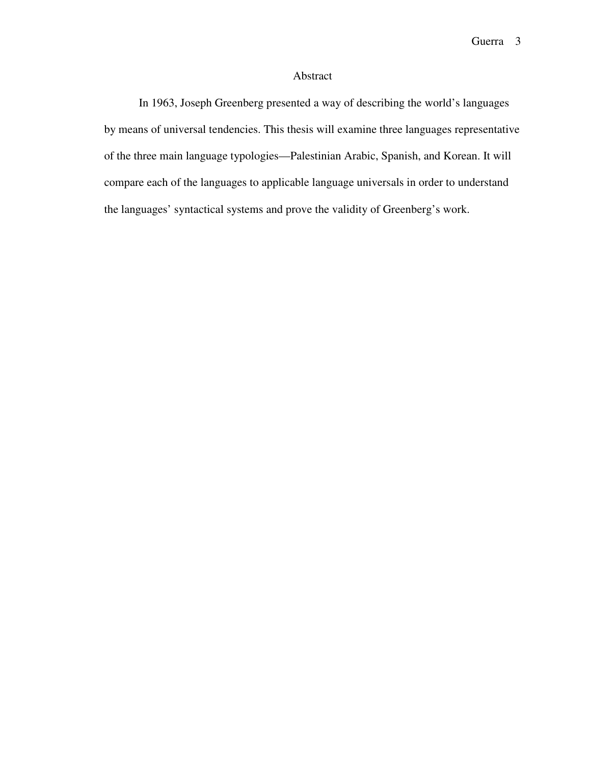# Abstract

In 1963, Joseph Greenberg presented a way of describing the world's languages by means of universal tendencies. This thesis will examine three languages representative of the three main language typologies—Palestinian Arabic, Spanish, and Korean. It will compare each of the languages to applicable language universals in order to understand the languages' syntactical systems and prove the validity of Greenberg's work.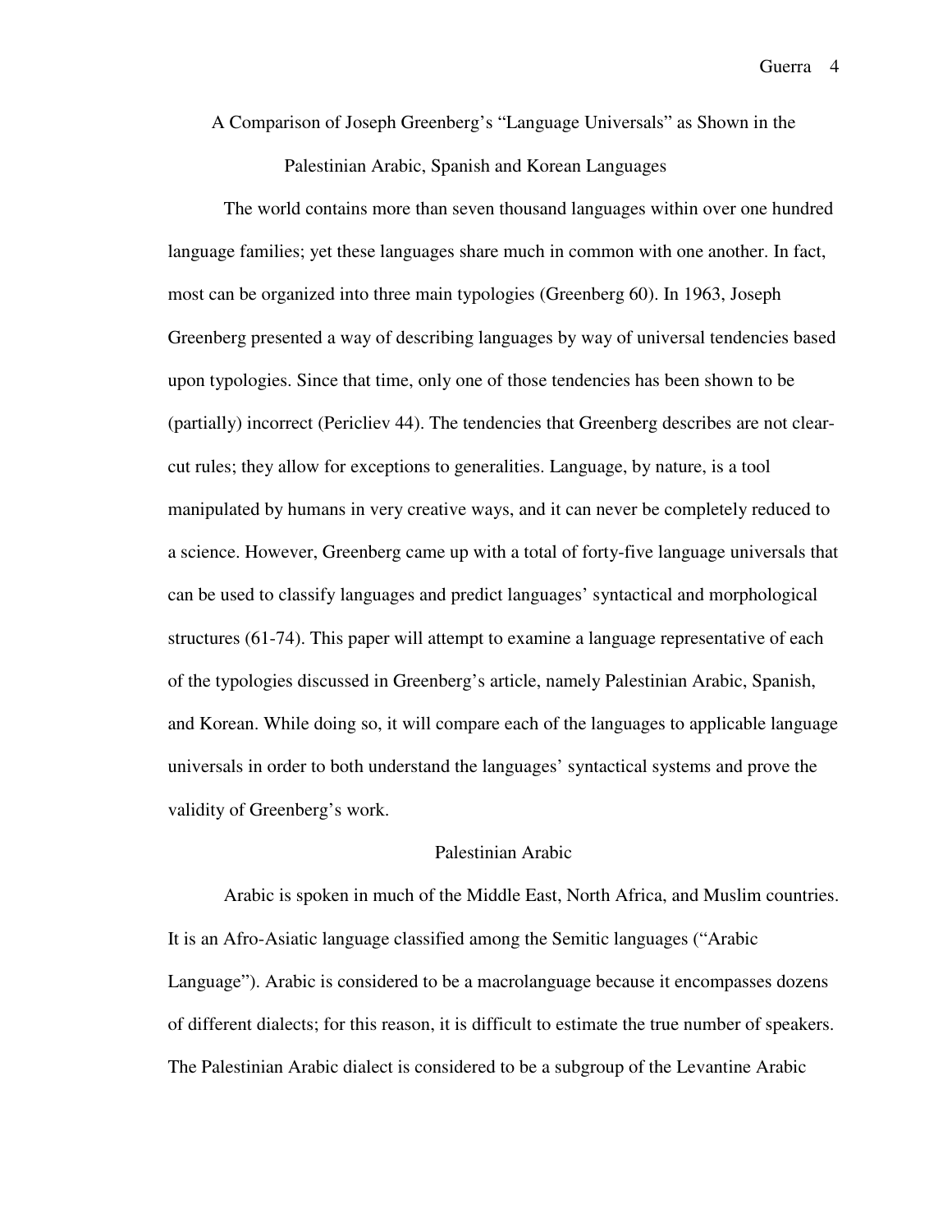# A Comparison of Joseph Greenberg's "Language Universals" as Shown in the Palestinian Arabic, Spanish and Korean Languages

The world contains more than seven thousand languages within over one hundred language families; yet these languages share much in common with one another. In fact, most can be organized into three main typologies (Greenberg 60). In 1963, Joseph Greenberg presented a way of describing languages by way of universal tendencies based upon typologies. Since that time, only one of those tendencies has been shown to be (partially) incorrect (Pericliev 44). The tendencies that Greenberg describes are not clear-cut rules; they allow for exceptions to generalities. Language, by nature, is a tool manipulated by humans in very creative ways, and it can never be completely reduced to a science. However, Greenberg came up with a total of forty-five language universals that can be used to classify languages and predict languages' syntactical and morphological structures (61-74). This paper will attempt to examine a language representative of each of the typologies discussed in Greenberg's article, namely Palestinian Arabic, Spanish, and Korean. While doing so, it will compare each of the languages to applicable language universals in order to both understand the languages' syntactical systems and prove the validity of Greenberg's work.

## Palestinian Arabic

Arabic is spoken in much of the Middle East, North Africa, and Muslim countries. It is an Afro-Asiatic language classified among the Semitic languages ("Arabic Language"). Arabic is considered to be a macrolanguage because it encompasses dozens of different dialects; for this reason, it is difficult to estimate the true number of speakers. The Palestinian Arabic dialect is considered to be a subgroup of the Levantine Arabic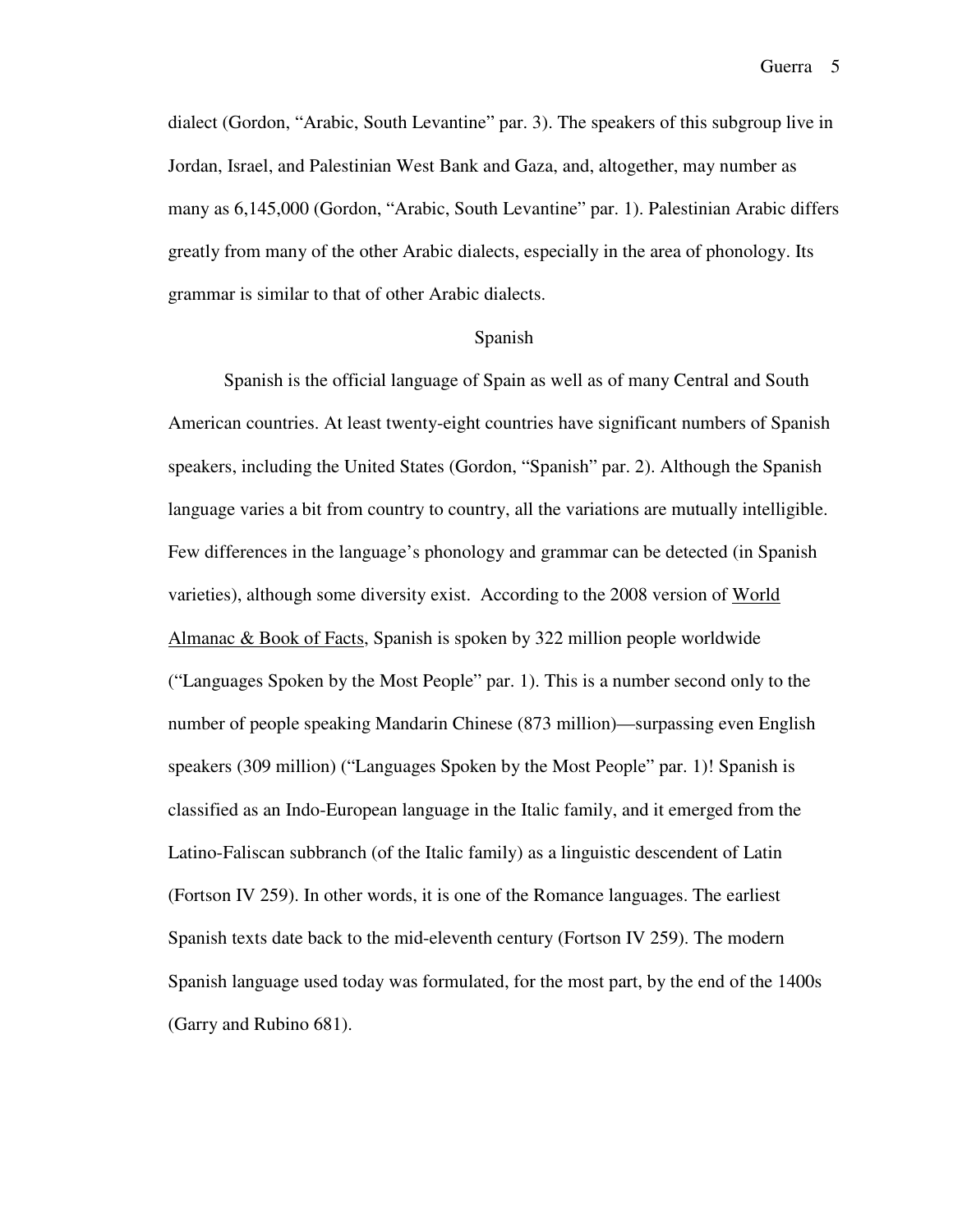dialect (Gordon, "Arabic, South Levantine" par. 3). The speakers of this subgroup live in Jordan, Israel, and Palestinian West Bank and Gaza, and, altogether, may number as many as 6,145,000 (Gordon, "Arabic, South Levantine" par. 1). Palestinian Arabic differs greatly from many of the other Arabic dialects, especially in the area of phonology. Its grammar is similar to that of other Arabic dialects.

## Spanish

Spanish is the official language of Spain as well as of many Central and South American countries. At least twenty-eight countries have significant numbers of Spanish speakers, including the United States (Gordon, "Spanish" par. 2). Although the Spanish language varies a bit from country to country, all the variations are mutually intelligible. Few differences in the language's phonology and grammar can be detected (in Spanish varieties), although some diversity exist. According to the 2008 version of <u>World Almanac & Book of Facts</u>, Spanish is spoken by 322 million people worldwide ("Languages Spoken by the Most People" par. 1). This is a number second only to the number of people speaking Mandarin Chinese (873 million)—surpassing even English speakers (309 million) ("Languages Spoken by the Most People" par. 1)! Spanish is classified as an Indo-European language in the Italic family, and it emerged from the Latino-Faliscan subbranch (of the Italic family) as a linguistic descendent of Latin (Fortson IV 259). In other words, it is one of the Romance languages. The earliest Spanish texts date back to the mid-eleventh century (Fortson IV 259). The modern Spanish language used today was formulated, for the most part, by the end of the 1400s (Garry and Rubino 681).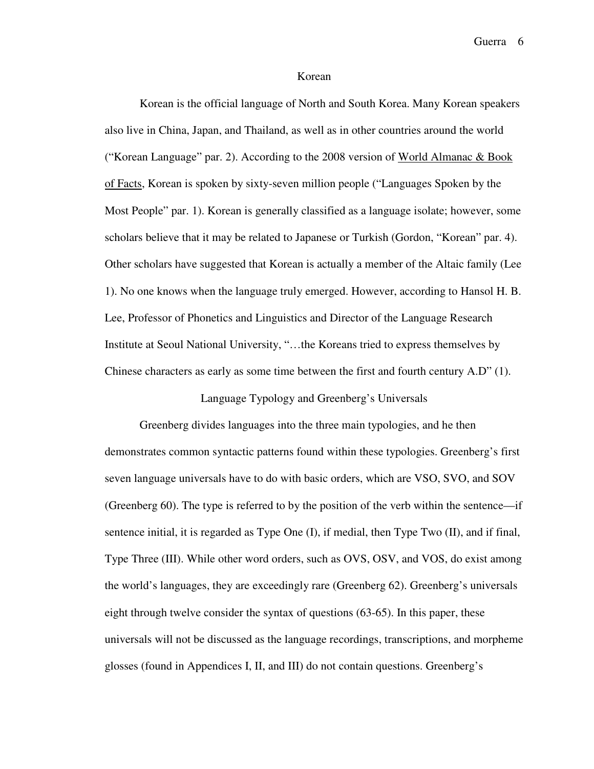## Korean

Korean is the official language of North and South Korea. Many Korean speakers also live in China, Japan, and Thailand, as well as in other countries around the world ("Korean Language" par. 2). According to the 2008 version of World Almanac & Book of Facts, Korean is spoken by sixty-seven million people ("Languages Spoken by the Most People" par. 1). Korean is generally classified as a language isolate; however, some scholars believe that it may be related to Japanese or Turkish (Gordon, "Korean" par. 4). Other scholars have suggested that Korean is actually a member of the Altaic family (Lee 1). No one knows when the language truly emerged. However, according to Hansol H. B. Lee, Professor of Phonetics and Linguistics and Director of the Language Research Institute at Seoul National University, "…the Koreans tried to express themselves by Chinese characters as early as some time between the first and fourth century A.D" (1).

## Language Typology and Greenberg's Universals

Greenberg divides languages into the three main typologies, and he then demonstrates common syntactic patterns found within these typologies. Greenberg's first seven language universals have to do with basic orders, which are VSO, SVO, and SOV (Greenberg 60). The type is referred to by the position of the verb within the sentence—if sentence initial, it is regarded as Type One (I), if medial, then Type Two (II), and if final, Type Three (III). While other word orders, such as OVS, OSV, and VOS, do exist among the world's languages, they are exceedingly rare (Greenberg 62). Greenberg's universals eight through twelve consider the syntax of questions (63-65). In this paper, these universals will not be discussed as the language recordings, transcriptions, and morpheme glosses (found in Appendices I, II, and III) do not contain questions. Greenberg's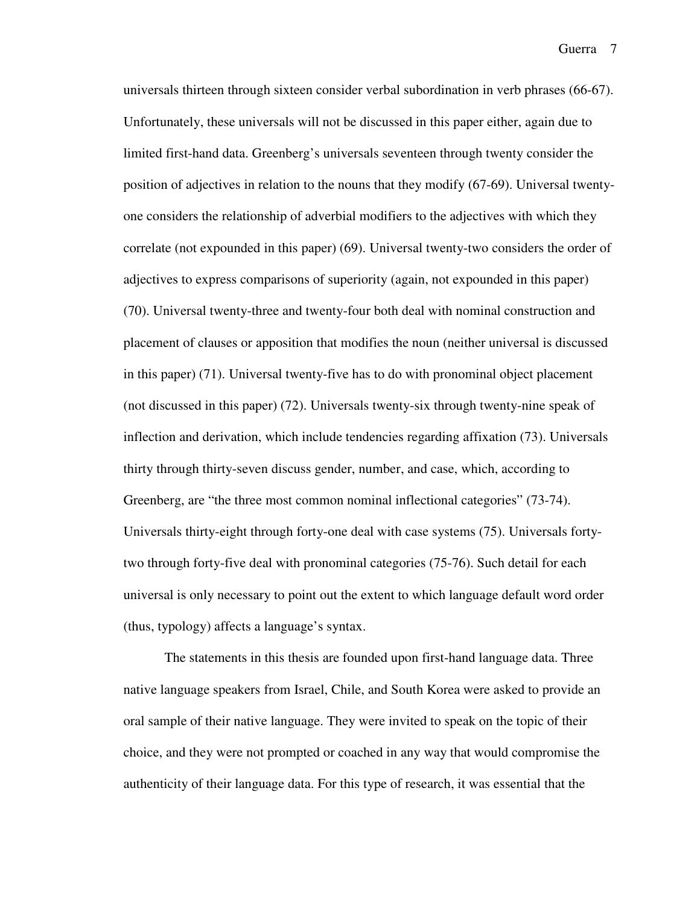universals thirteen through sixteen consider verbal subordination in verb phrases (66-67). Unfortunately, these universals will not be discussed in this paper either, again due to limited first-hand data. Greenberg's universals seventeen through twenty consider the position of adjectives in relation to the nouns that they modify (67-69). Universal twenty-one considers the relationship of adverbial modifiers to the adjectives with which they correlate (not expounded in this paper) (69). Universal twenty-two considers the order of adjectives to express comparisons of superiority (again, not expounded in this paper) (70). Universal twenty-three and twenty-four both deal with nominal construction and placement of clauses or apposition that modifies the noun (neither universal is discussed in this paper) (71). Universal twenty-five has to do with pronominal object placement (not discussed in this paper) (72). Universals twenty-six through twenty-nine speak of inflection and derivation, which include tendencies regarding affixation (73). Universals thirty through thirty-seven discuss gender, number, and case, which, according to Greenberg, are "the three most common nominal inflectional categories" (73-74). Universals thirty-eight through forty-one deal with case systems (75). Universals forty-two through forty-five deal with pronominal categories (75-76). Such detail for each universal is only necessary to point out the extent to which language default word order (thus, typology) affects a language's syntax.

The statements in this thesis are founded upon first-hand language data. Three native language speakers from Israel, Chile, and South Korea were asked to provide an oral sample of their native language. They were invited to speak on the topic of their choice, and they were not prompted or coached in any way that would compromise the authenticity of their language data. For this type of research, it was essential that the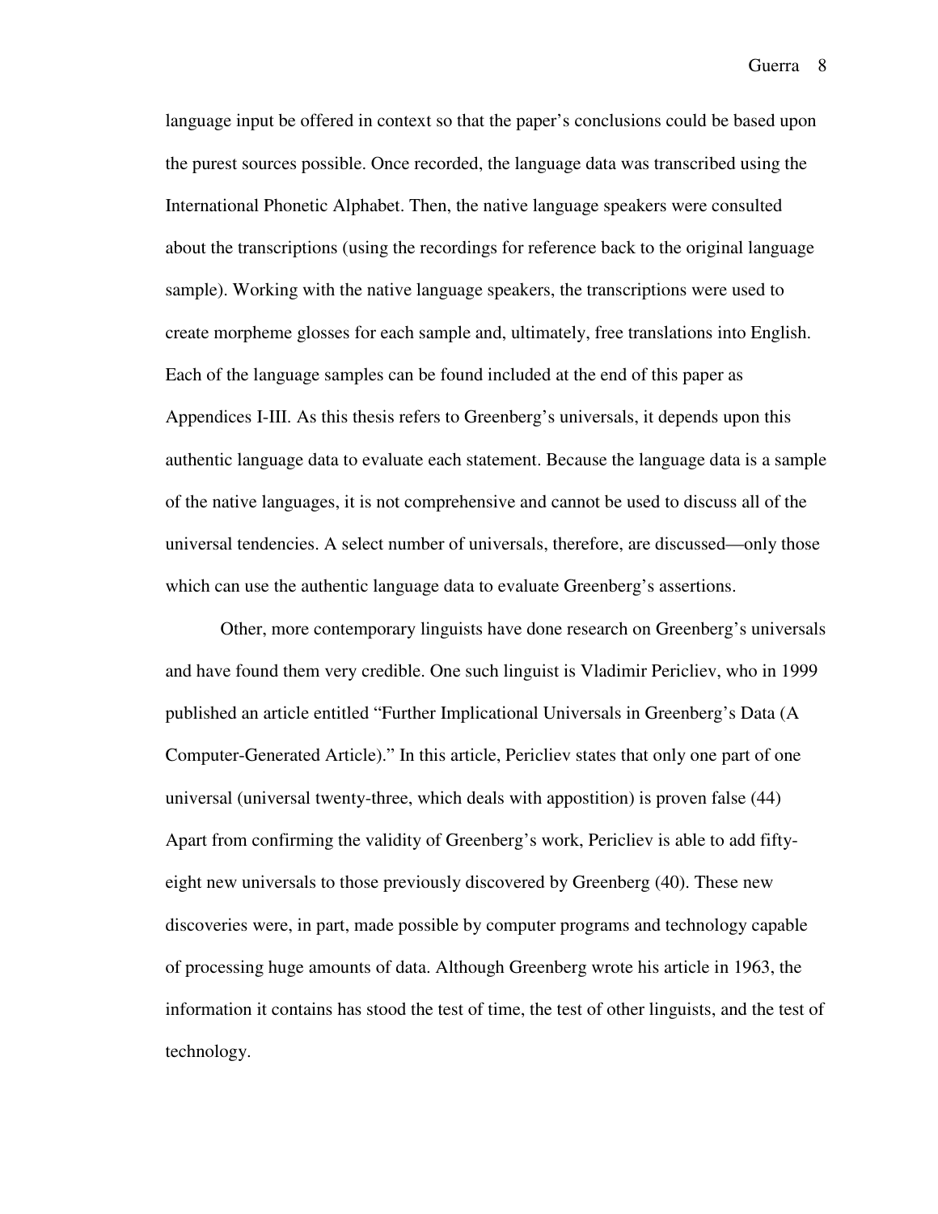language input be offered in context so that the paper's conclusions could be based upon the purest sources possible. Once recorded, the language data was transcribed using the International Phonetic Alphabet. Then, the native language speakers were consulted about the transcriptions (using the recordings for reference back to the original language sample). Working with the native language speakers, the transcriptions were used to create morpheme glosses for each sample and, ultimately, free translations into English. Each of the language samples can be found included at the end of this paper as Appendices I-III. As this thesis refers to Greenberg's universals, it depends upon this authentic language data to evaluate each statement. Because the language data is a sample of the native languages, it is not comprehensive and cannot be used to discuss all of the universal tendencies. A select number of universals, therefore, are discussed—only those which can use the authentic language data to evaluate Greenberg's assertions.

Other, more contemporary linguists have done research on Greenberg's universals and have found them very credible. One such linguist is Vladimir Pericliev, who in 1999 published an article entitled "Further Implicational Universals in Greenberg's Data (A Computer-Generated Article)." In this article, Pericliev states that only one part of one universal (universal twenty-three, which deals with appostition) is proven false (44) Apart from confirming the validity of Greenberg's work, Pericliev is able to add fifty-eight new universals to those previously discovered by Greenberg (40). These new discoveries were, in part, made possible by computer programs and technology capable of processing huge amounts of data. Although Greenberg wrote his article in 1963, the information it contains has stood the test of time, the test of other linguists, and the test of technology.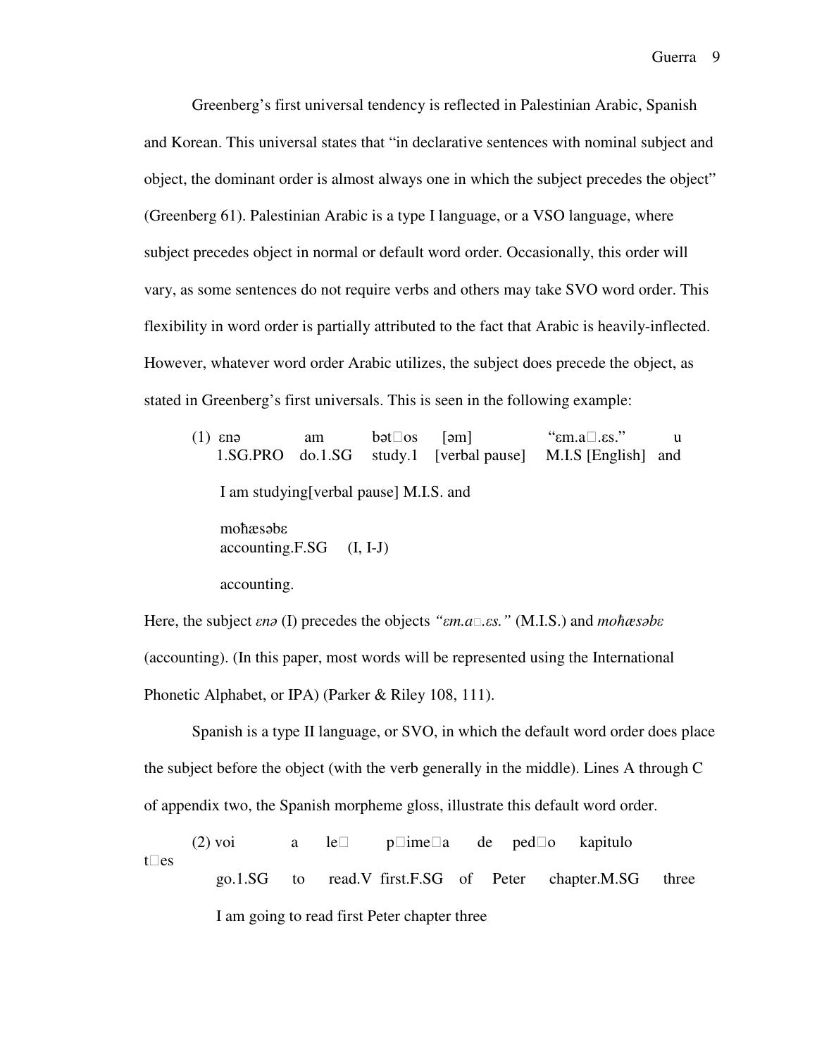Greenberg's first universal tendency is reflected in Palestinian Arabic, Spanish and Korean. This universal states that "in declarative sentences with nominal subject and object, the dominant order is almost always one in which the subject precedes the object" (Greenberg 61). Palestinian Arabic is a type I language, or a VSO language, where subject precedes object in normal or default word order. Occasionally, this order will vary, as some sentences do not require verbs and others may take SVO word order. This flexibility in word order is partially attributed to the fact that Arabic is heavily-inflected. However, whatever word order Arabic utilizes, the subject does precede the object, as stated in Greenberg's first universals. This is seen in the following example:

(1) ɛnə am bət□os [əm] "ɛm.a□.ɛs." u
1.SG.PRO do.1.SG study.1 [verbal pause] M.I.S [English] and

I am studying[verbal pause] M.I.S. and

moħæsəbɛ
accounting.F.SG (I, I-J)

accounting.

Here, the subject *ɛnə* (I) precedes the objects *"ɛm.a□.ɛs."* (M.I.S.) and *moħæsəbɛ* (accounting). (In this paper, most words will be represented using the International Phonetic Alphabet, or IPA) (Parker & Riley 108, 111).

Spanish is a type II language, or SVO, in which the default word order does place the subject before the object (with the verb generally in the middle). Lines A through C of appendix two, the Spanish morpheme gloss, illustrate this default word order.

(2) voi a le□ p□ime□a de ped□o kapitulo t□es
go.1.SG to read.V first.F.SG of Peter chapter.M.SG three

I am going to read first Peter chapter three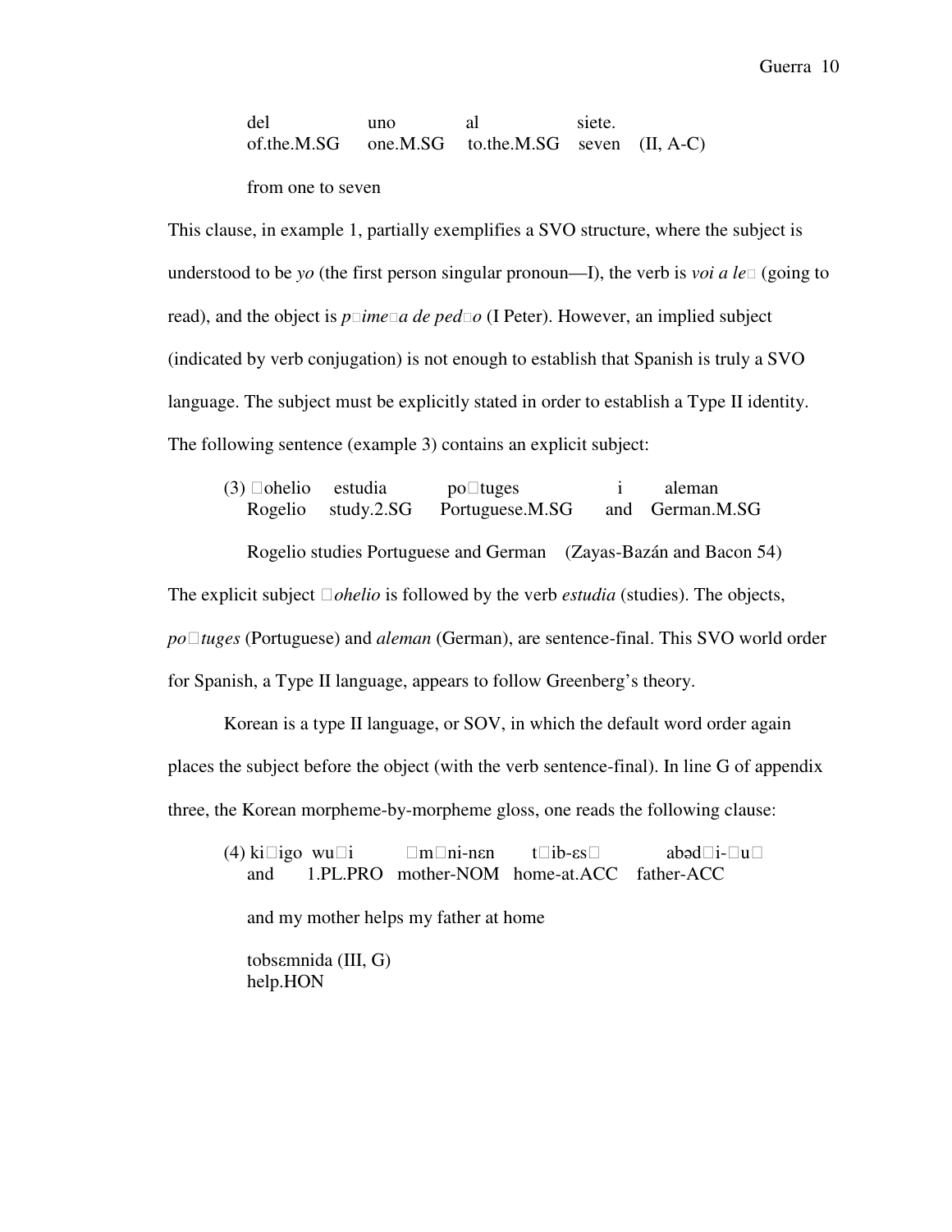del uno al siete.
of.the.M.SG one.M.SG to.the.M.SG seven (II, A-C)

from one to seven

This clause, in example 1, partially exemplifies a SVO structure, where the subject is understood to be *yo* (the first person singular pronoun—I), the verb is *voi a le* (going to read), and the object is *pimea de pedo* (I Peter). However, an implied subject (indicated by verb conjugation) is not enough to establish that Spanish is truly a SVO language. The subject must be explicitly stated in order to establish a Type II identity. The following sentence (example 3) contains an explicit subject:

(3) ohelio estudia potuges i aleman
Rogelio study.2.SG Portuguese.M.SG and German.M.SG

Rogelio studies Portuguese and German (Zayas-Bazán and Bacon 54)

The explicit subject *ohelio* is followed by the verb *estudia* (studies). The objects, *potuges* (Portuguese) and *aleman* (German), are sentence-final. This SVO world order for Spanish, a Type II language, appears to follow Greenberg's theory.

Korean is a type II language, or SOV, in which the default word order again places the subject before the object (with the verb sentence-final). In line G of appendix three, the Korean morpheme-by-morpheme gloss, one reads the following clause:

(4) kiigo wui mni-nɛn tib-ɛs abədi-u
and 1.PL.PRO mother-NOM home-at.ACC father-ACC

and my mother helps my father at home

tobsɛmnida (III, G)
help.HON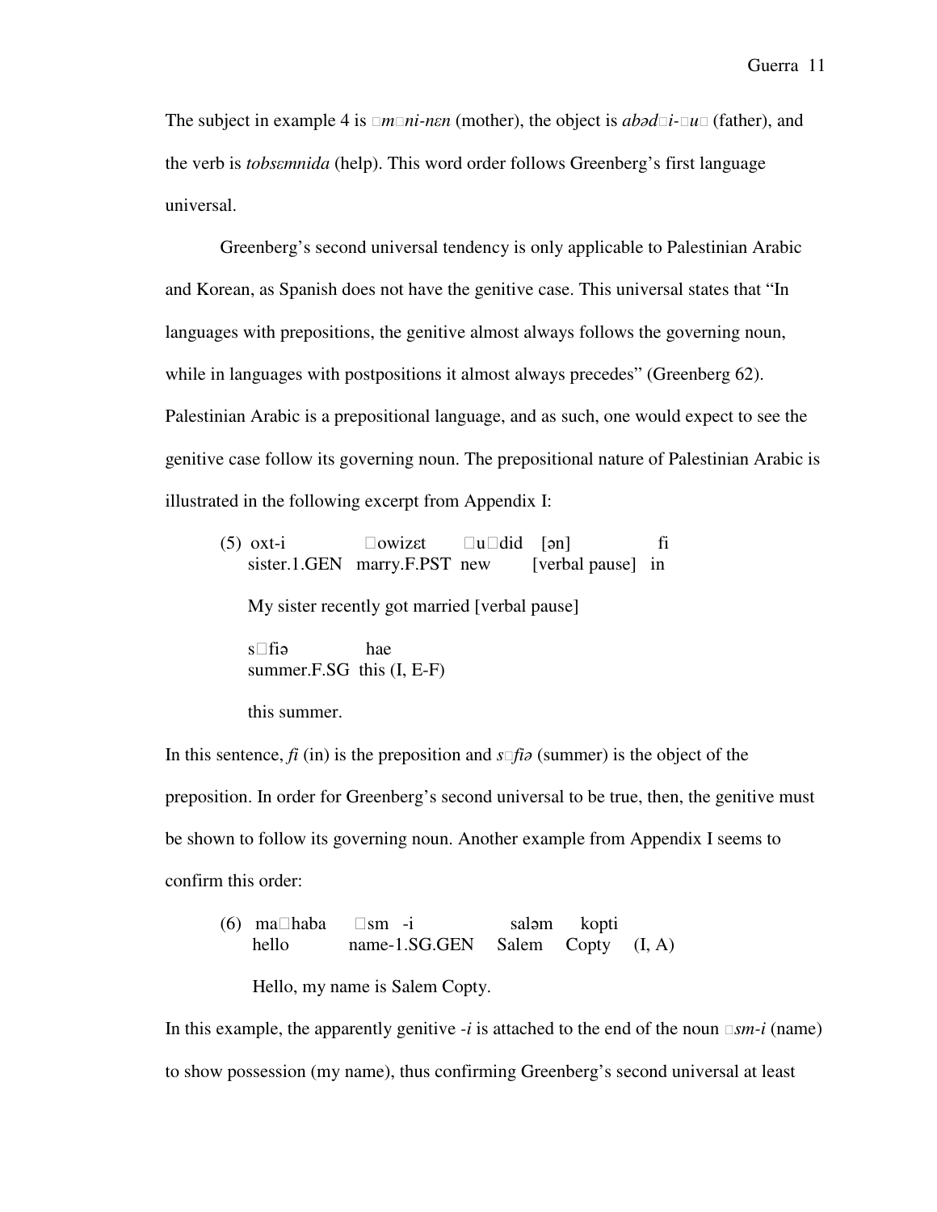The subject in example 4 is *□m□ni-nɛn* (mother), the object is *abəd□i-□u□* (father), and the verb is *tobsɛmnida* (help). This word order follows Greenberg's first language universal.

Greenberg's second universal tendency is only applicable to Palestinian Arabic and Korean, as Spanish does not have the genitive case. This universal states that "In languages with prepositions, the genitive almost always follows the governing noun, while in languages with postpositions it almost always precedes" (Greenberg 62). Palestinian Arabic is a prepositional language, and as such, one would expect to see the genitive case follow its governing noun. The prepositional nature of Palestinian Arabic is illustrated in the following excerpt from Appendix I:

(5) oxt-i □owizɛt □u□did [ən] fi
sister.1.GEN marry.F.PST new [verbal pause] in

My sister recently got married [verbal pause]

s□fiə hae
summer.F.SG this (I, E-F)

this summer.

In this sentence, *fi* (in) is the preposition and *s□fiə* (summer) is the object of the preposition. In order for Greenberg's second universal to be true, then, the genitive must be shown to follow its governing noun. Another example from Appendix I seems to confirm this order:

(6) ma□haba □sm -i saləm kopti
hello name-1.SG.GEN Salem Copty (I, A)

Hello, my name is Salem Copty.

In this example, the apparently genitive *-i* is attached to the end of the noun *□sm-i* (name) to show possession (my name), thus confirming Greenberg's second universal at least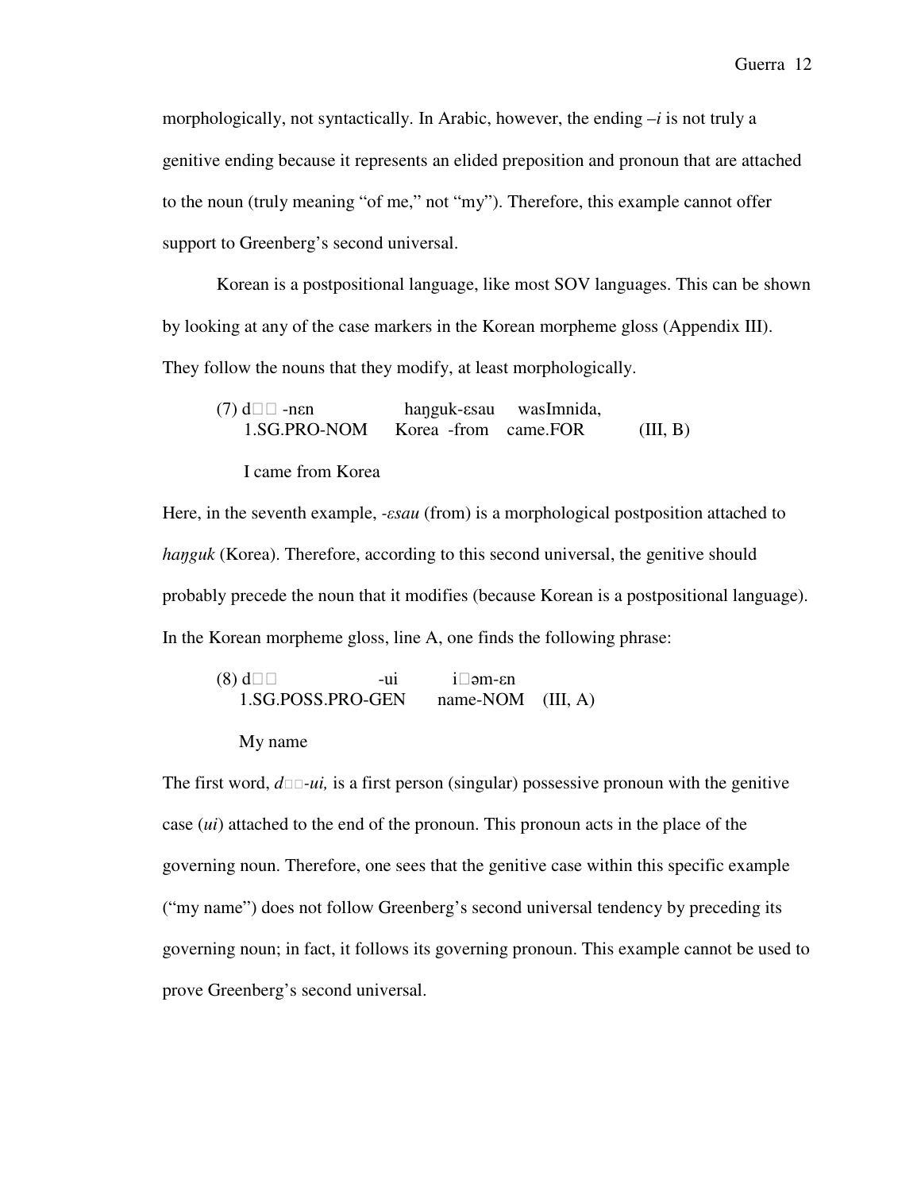morphologically, not syntactically. In Arabic, however, the ending *–i* is not truly a genitive ending because it represents an elided preposition and pronoun that are attached to the noun (truly meaning "of me," not "my"). Therefore, this example cannot offer support to Greenberg's second universal.

Korean is a postpositional language, like most SOV languages. This can be shown by looking at any of the case markers in the Korean morpheme gloss (Appendix III). They follow the nouns that they modify, at least morphologically.

(7) d□□ -nɛn haŋguk-ɛsau wasImnida,
1.SG.PRO-NOM Korea -from came.FOR (III, B)

I came from Korea

Here, in the seventh example, *-ɛsau* (from) is a morphological postposition attached to *haŋguk* (Korea). Therefore, according to this second universal, the genitive should probably precede the noun that it modifies (because Korean is a postpositional language). In the Korean morpheme gloss, line A, one finds the following phrase:

(8) d□□ -ui i□əm-ɛn
1.SG.POSS.PRO-GEN name-NOM (III, A)

My name

The first word, *d□□-ui,* is a first person (singular) possessive pronoun with the genitive case (*ui*) attached to the end of the pronoun. This pronoun acts in the place of the governing noun. Therefore, one sees that the genitive case within this specific example ("my name") does not follow Greenberg's second universal tendency by preceding its governing noun; in fact, it follows its governing pronoun. This example cannot be used to prove Greenberg's second universal.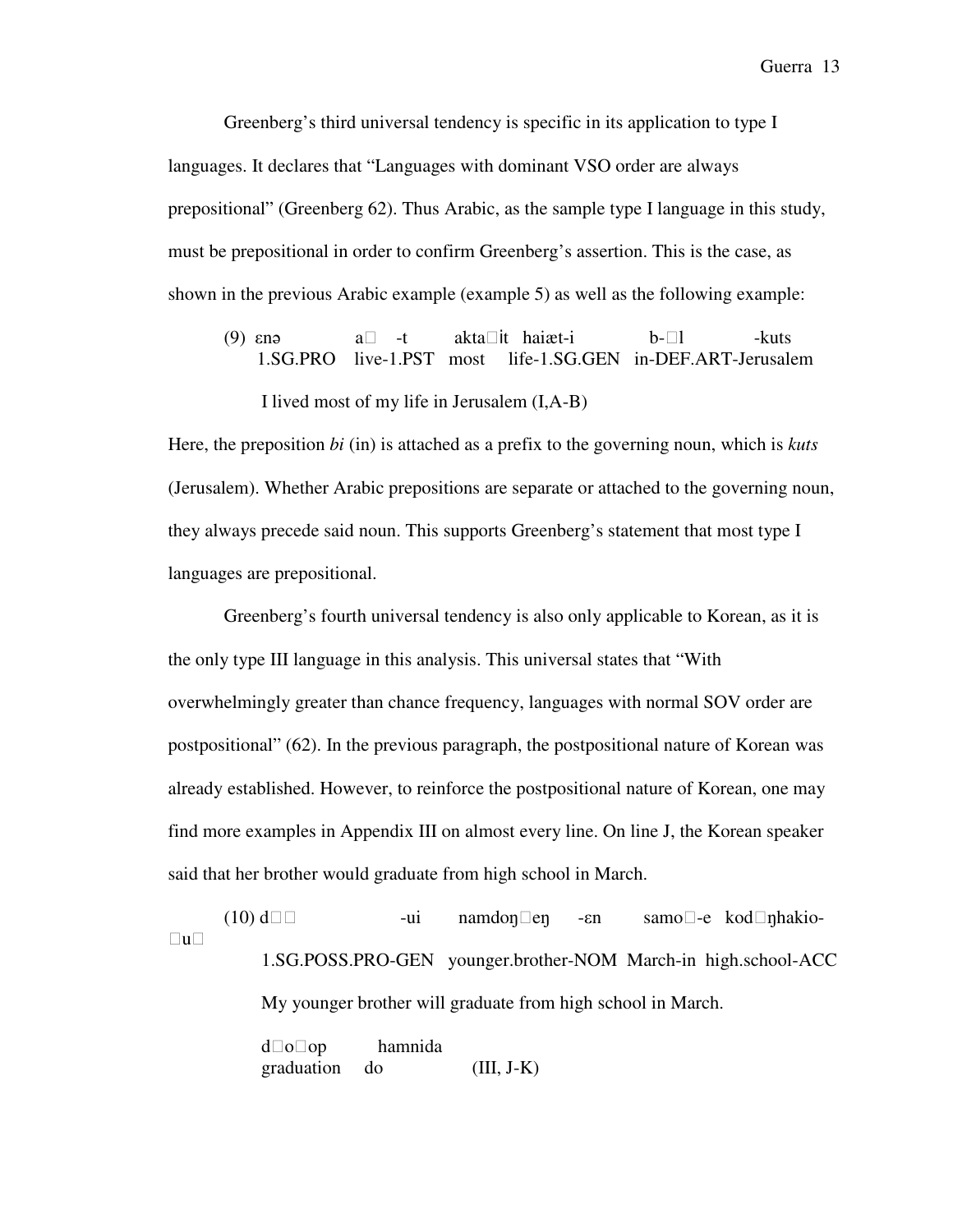Greenberg's third universal tendency is specific in its application to type I languages. It declares that "Languages with dominant VSO order are always prepositional" (Greenberg 62). Thus Arabic, as the sample type I language in this study, must be prepositional in order to confirm Greenberg's assertion. This is the case, as shown in the previous Arabic example (example 5) as well as the following example:

(9) ɛnə a□ -t akta□it haiæt-i b-□l -kuts
1.SG.PRO live-1.PST most life-1.SG.GEN in-DEF.ART-Jerusalem

I lived most of my life in Jerusalem (I,A-B)

Here, the preposition *bi* (in) is attached as a prefix to the governing noun, which is *kuts* (Jerusalem). Whether Arabic prepositions are separate or attached to the governing noun, they always precede said noun. This supports Greenberg's statement that most type I languages are prepositional.

Greenberg's fourth universal tendency is also only applicable to Korean, as it is the only type III language in this analysis. This universal states that "With overwhelmingly greater than chance frequency, languages with normal SOV order are postpositional" (62). In the previous paragraph, the postpositional nature of Korean was already established. However, to reinforce the postpositional nature of Korean, one may find more examples in Appendix III on almost every line. On line J, the Korean speaker said that her brother would graduate from high school in March.

(10) d□□ -ui namdoŋ□eŋ -ɛn samo□-e kod□ŋhakio-□u□
1.SG.POSS.PRO-GEN younger.brother-NOM March-in high.school-ACC

My younger brother will graduate from high school in March.

d□o□op hamnida
graduation do (III, J-K)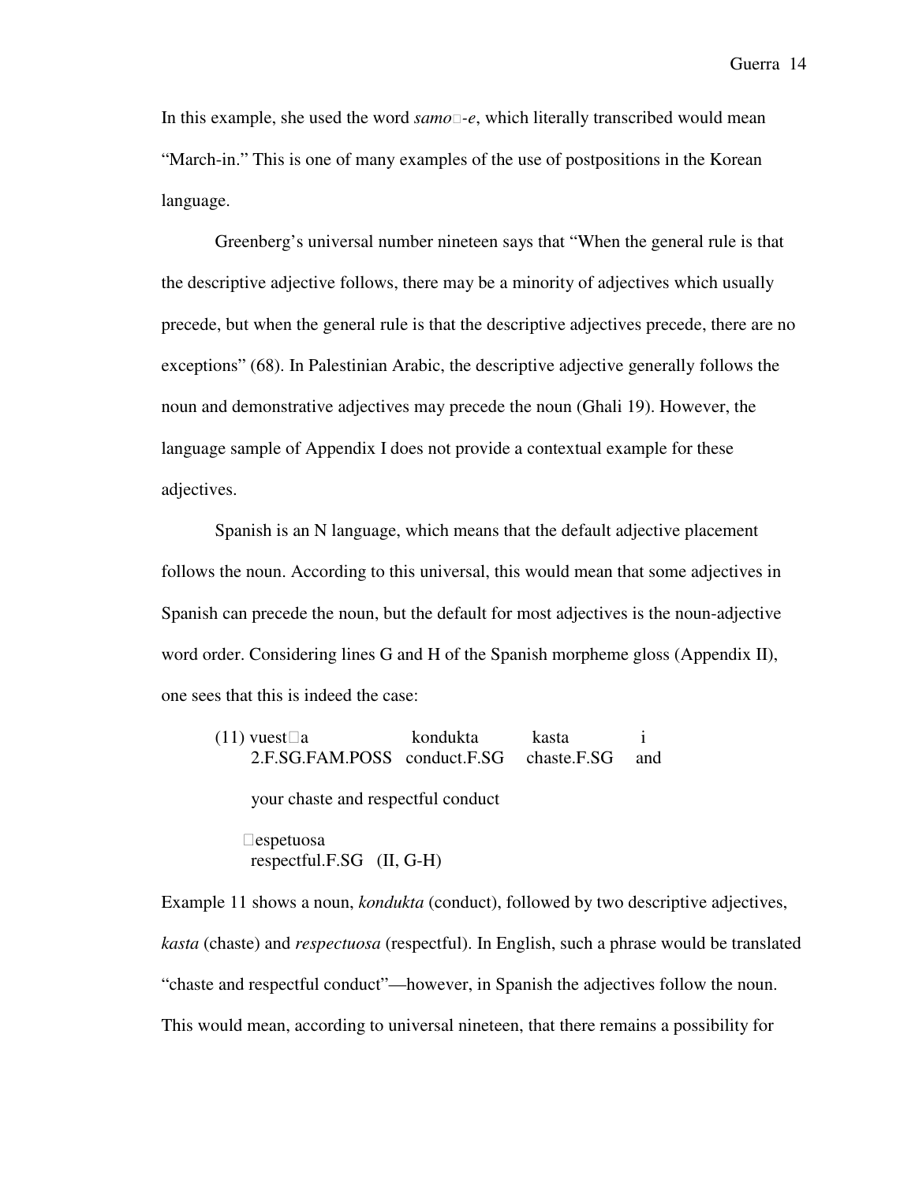In this example, she used the word *samo□-e*, which literally transcribed would mean "March-in." This is one of many examples of the use of postpositions in the Korean language.

Greenberg's universal number nineteen says that "When the general rule is that the descriptive adjective follows, there may be a minority of adjectives which usually precede, but when the general rule is that the descriptive adjectives precede, there are no exceptions" (68). In Palestinian Arabic, the descriptive adjective generally follows the noun and demonstrative adjectives may precede the noun (Ghali 19). However, the language sample of Appendix I does not provide a contextual example for these adjectives.

Spanish is an N language, which means that the default adjective placement follows the noun. According to this universal, this would mean that some adjectives in Spanish can precede the noun, but the default for most adjectives is the noun-adjective word order. Considering lines G and H of the Spanish morpheme gloss (Appendix II), one sees that this is indeed the case:

(11) vuest□a / kondukta / kasta / i
2.F.SG.FAM.POSS / conduct.F.SG / chaste.F.SG / and

your chaste and respectful conduct

□espetuosa
respectful.F.SG (II, G-H)

Example 11 shows a noun, *kondukta* (conduct), followed by two descriptive adjectives, *kasta* (chaste) and *respectuosa* (respectful). In English, such a phrase would be translated "chaste and respectful conduct"—however, in Spanish the adjectives follow the noun. This would mean, according to universal nineteen, that there remains a possibility for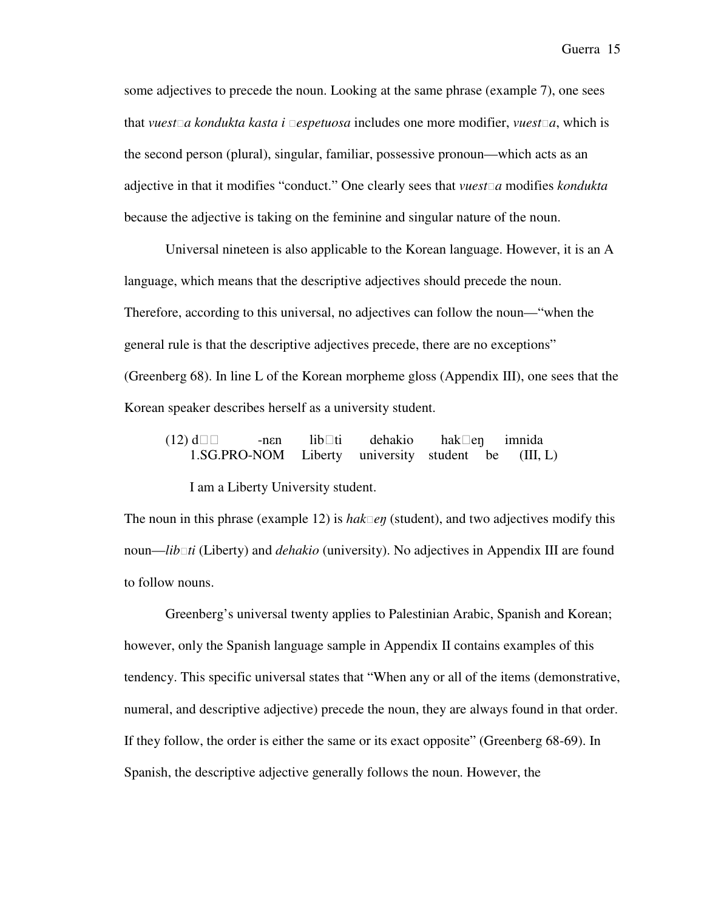some adjectives to precede the noun. Looking at the same phrase (example 7), one sees that *vuest□a kondukta kasta i □espetuosa* includes one more modifier, *vuest□a*, which is the second person (plural), singular, familiar, possessive pronoun—which acts as an adjective in that it modifies "conduct." One clearly sees that *vuest□a* modifies *kondukta* because the adjective is taking on the feminine and singular nature of the noun.

Universal nineteen is also applicable to the Korean language. However, it is an A language, which means that the descriptive adjectives should precede the noun. Therefore, according to this universal, no adjectives can follow the noun—"when the general rule is that the descriptive adjectives precede, there are no exceptions" (Greenberg 68). In line L of the Korean morpheme gloss (Appendix III), one sees that the Korean speaker describes herself as a university student.

(12) d□□ -nɛn lib□ti dehakio hak□eŋ imnida
1.SG.PRO-NOM Liberty university student be (III, L)

I am a Liberty University student.

The noun in this phrase (example 12) is *hak□eŋ* (student), and two adjectives modify this noun—*lib□ti* (Liberty) and *dehakio* (university). No adjectives in Appendix III are found to follow nouns.

Greenberg's universal twenty applies to Palestinian Arabic, Spanish and Korean; however, only the Spanish language sample in Appendix II contains examples of this tendency. This specific universal states that "When any or all of the items (demonstrative, numeral, and descriptive adjective) precede the noun, they are always found in that order. If they follow, the order is either the same or its exact opposite" (Greenberg 68-69). In Spanish, the descriptive adjective generally follows the noun. However, the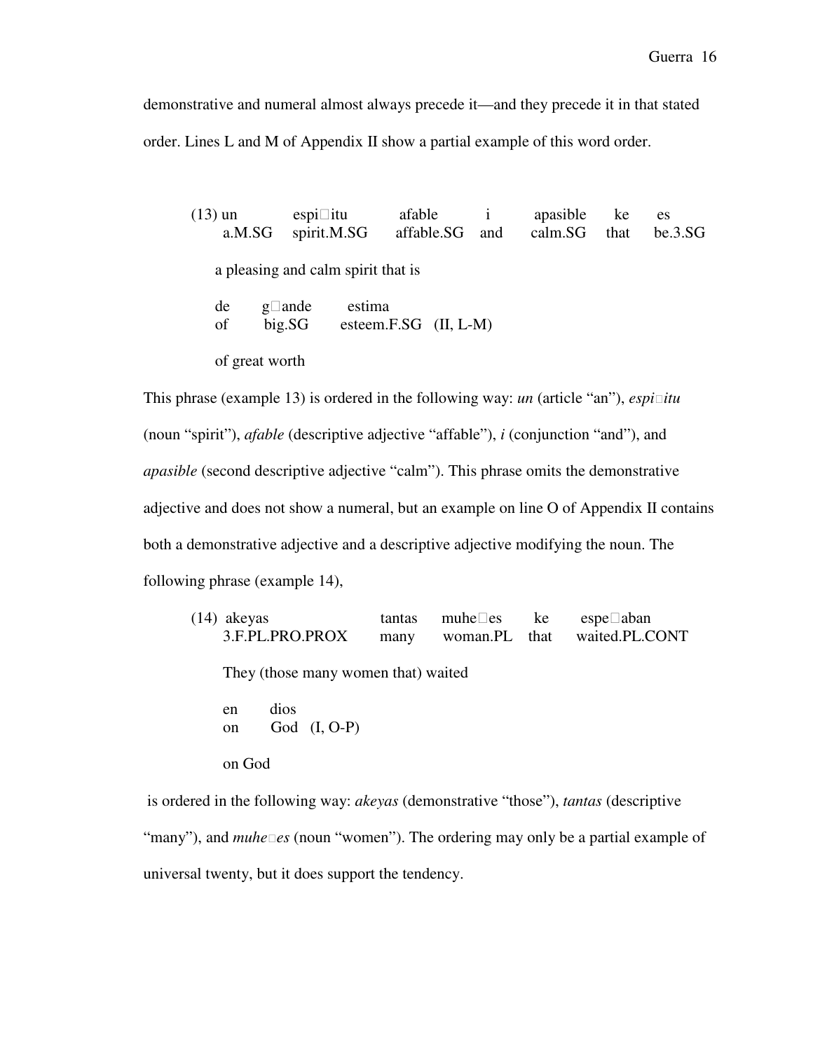demonstrative and numeral almost always precede it—and they precede it in that stated order. Lines L and M of Appendix II show a partial example of this word order.

(13) un espi□itu afable i apasible ke es
a.M.SG spirit.M.SG affable.SG and calm.SG that be.3.SG

a pleasing and calm spirit that is

de g□ande estima
of big.SG esteem.F.SG (II, L-M)

of great worth

This phrase (example 13) is ordered in the following way: *un* (article "an"), *espi□itu* (noun "spirit"), *afable* (descriptive adjective "affable"), *i* (conjunction "and"), and *apasible* (second descriptive adjective "calm"). This phrase omits the demonstrative adjective and does not show a numeral, but an example on line O of Appendix II contains both a demonstrative adjective and a descriptive adjective modifying the noun. The following phrase (example 14),

(14) akeyas tantas muhe□es ke espe□aban
3.F.PL.PRO.PROX many woman.PL that waited.PL.CONT

They (those many women that) waited

en dios
on God (I, O-P)

on God

is ordered in the following way: *akeyas* (demonstrative "those"), *tantas* (descriptive "many"), and *muhe□es* (noun "women"). The ordering may only be a partial example of universal twenty, but it does support the tendency.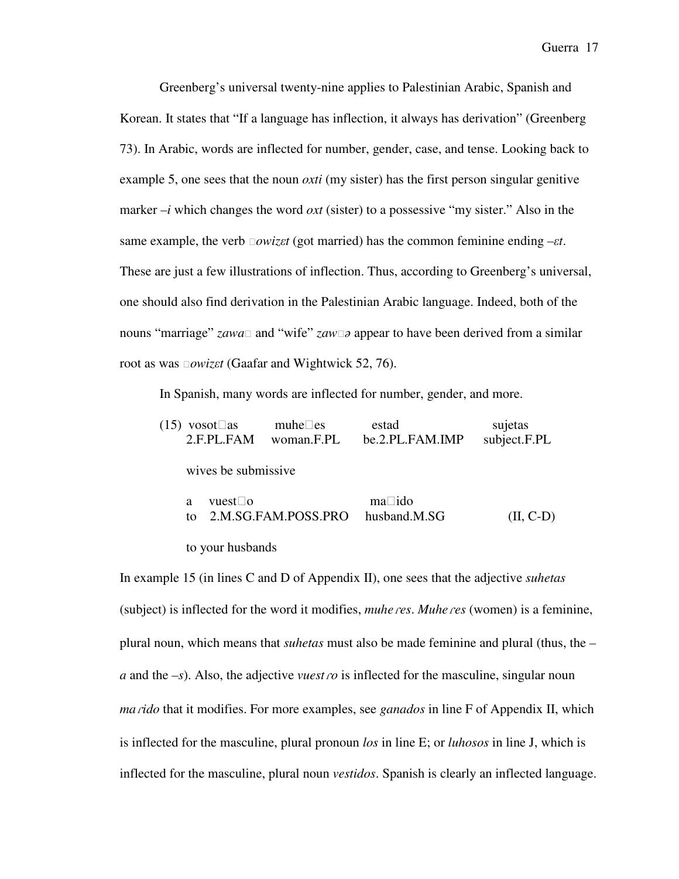Greenberg's universal twenty-nine applies to Palestinian Arabic, Spanish and Korean. It states that "If a language has inflection, it always has derivation" (Greenberg 73). In Arabic, words are inflected for number, gender, case, and tense. Looking back to example 5, one sees that the noun *oxti* (my sister) has the first person singular genitive marker –*i* which changes the word *oxt* (sister) to a possessive "my sister." Also in the same example, the verb *□owizɛt* (got married) has the common feminine ending –*ɛt*. These are just a few illustrations of inflection. Thus, according to Greenberg's universal, one should also find derivation in the Palestinian Arabic language. Indeed, both of the nouns "marriage" *zawa□* and "wife" *zaw□ə* appear to have been derived from a similar root as was *□owizɛt* (Gaafar and Wightwick 52, 76).

In Spanish, many words are inflected for number, gender, and more.

(15) vosot□as &nbsp;&nbsp; muhe□es &nbsp;&nbsp; estad &nbsp;&nbsp; sujetas
&nbsp;&nbsp;&nbsp;&nbsp;&nbsp;&nbsp; 2.F.PL.FAM &nbsp;&nbsp; woman.F.PL &nbsp;&nbsp; be.2.PL.FAM.IMP &nbsp;&nbsp; subject.F.PL

&nbsp;&nbsp;&nbsp;&nbsp;&nbsp;&nbsp; wives be submissive

&nbsp;&nbsp;&nbsp;&nbsp;&nbsp;&nbsp; a &nbsp;&nbsp; vuest□o &nbsp;&nbsp; ma□ido
&nbsp;&nbsp;&nbsp;&nbsp;&nbsp;&nbsp; to &nbsp;&nbsp; 2.M.SG.FAM.POSS.PRO &nbsp;&nbsp; husband.M.SG &nbsp;&nbsp; (II, C-D)

&nbsp;&nbsp;&nbsp;&nbsp;&nbsp;&nbsp; to your husbands

In example 15 (in lines C and D of Appendix II), one sees that the adjective *suhetas* (subject) is inflected for the word it modifies, *muheɾes*. *Muheɾes* (women) is a feminine, plural noun, which means that *suhetas* must also be made feminine and plural (thus, the –*a* and the –*s*). Also, the adjective *vuestɾo* is inflected for the masculine, singular noun *maɾido* that it modifies. For more examples, see *ganados* in line F of Appendix II, which is inflected for the masculine, plural pronoun *los* in line E; or *luhosos* in line J, which is inflected for the masculine, plural noun *vestidos*. Spanish is clearly an inflected language.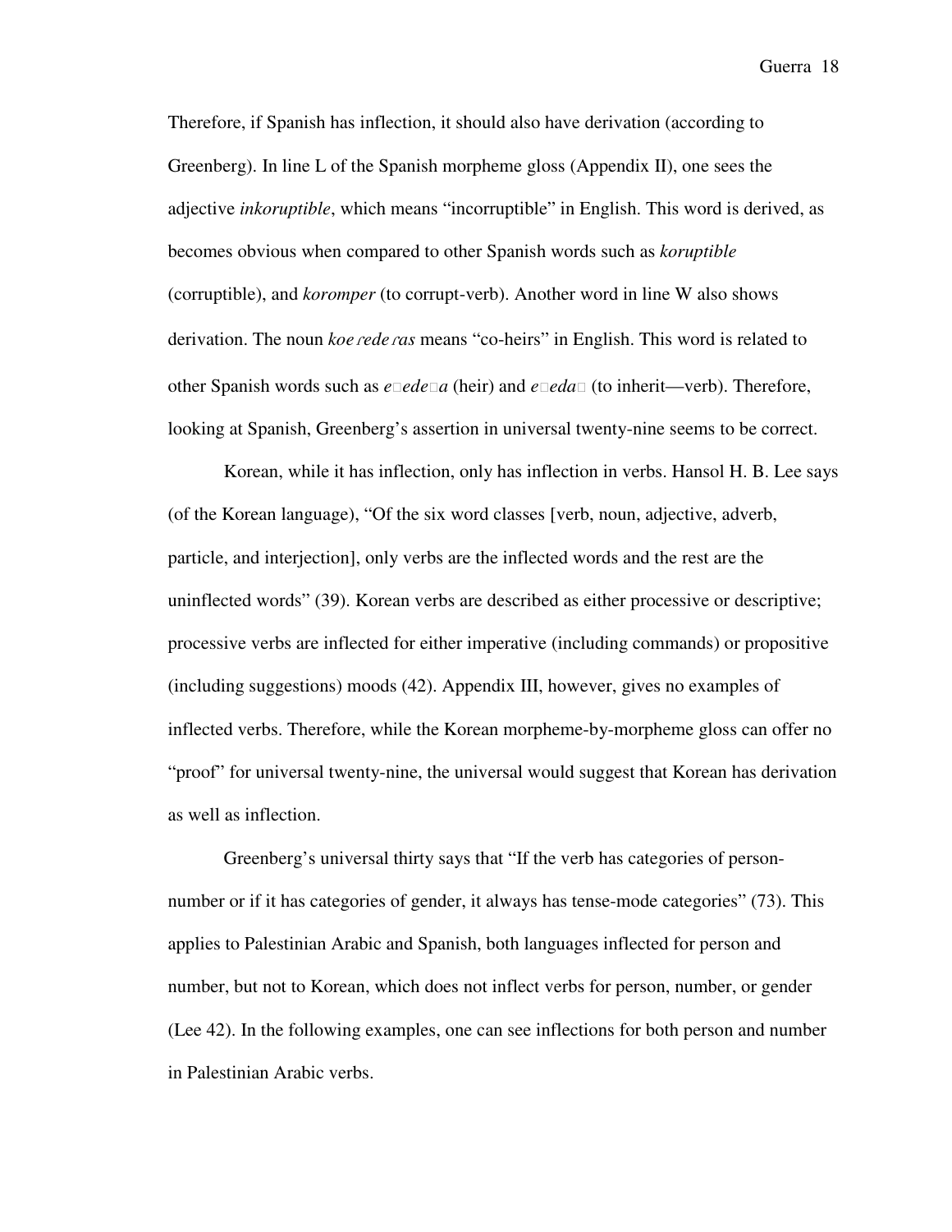Therefore, if Spanish has inflection, it should also have derivation (according to Greenberg). In line L of the Spanish morpheme gloss (Appendix II), one sees the adjective *inkoruptible*, which means “incorruptible” in English. This word is derived, as becomes obvious when compared to other Spanish words such as *koruptible* (corruptible), and *koromper* (to corrupt-verb). Another word in line W also shows derivation. The noun *koeɾedeɾas* means “co-heirs” in English. This word is related to other Spanish words such as *e□ede□a* (heir) and *e□eda□* (to inherit—verb). Therefore, looking at Spanish, Greenberg’s assertion in universal twenty-nine seems to be correct.

Korean, while it has inflection, only has inflection in verbs. Hansol H. B. Lee says (of the Korean language), “Of the six word classes [verb, noun, adjective, adverb, particle, and interjection], only verbs are the inflected words and the rest are the uninflected words” (39). Korean verbs are described as either processive or descriptive; processive verbs are inflected for either imperative (including commands) or propositive (including suggestions) moods (42). Appendix III, however, gives no examples of inflected verbs. Therefore, while the Korean morpheme-by-morpheme gloss can offer no “proof” for universal twenty-nine, the universal would suggest that Korean has derivation as well as inflection.

Greenberg’s universal thirty says that “If the verb has categories of person-number or if it has categories of gender, it always has tense-mode categories” (73). This applies to Palestinian Arabic and Spanish, both languages inflected for person and number, but not to Korean, which does not inflect verbs for person, number, or gender (Lee 42). In the following examples, one can see inflections for both person and number in Palestinian Arabic verbs.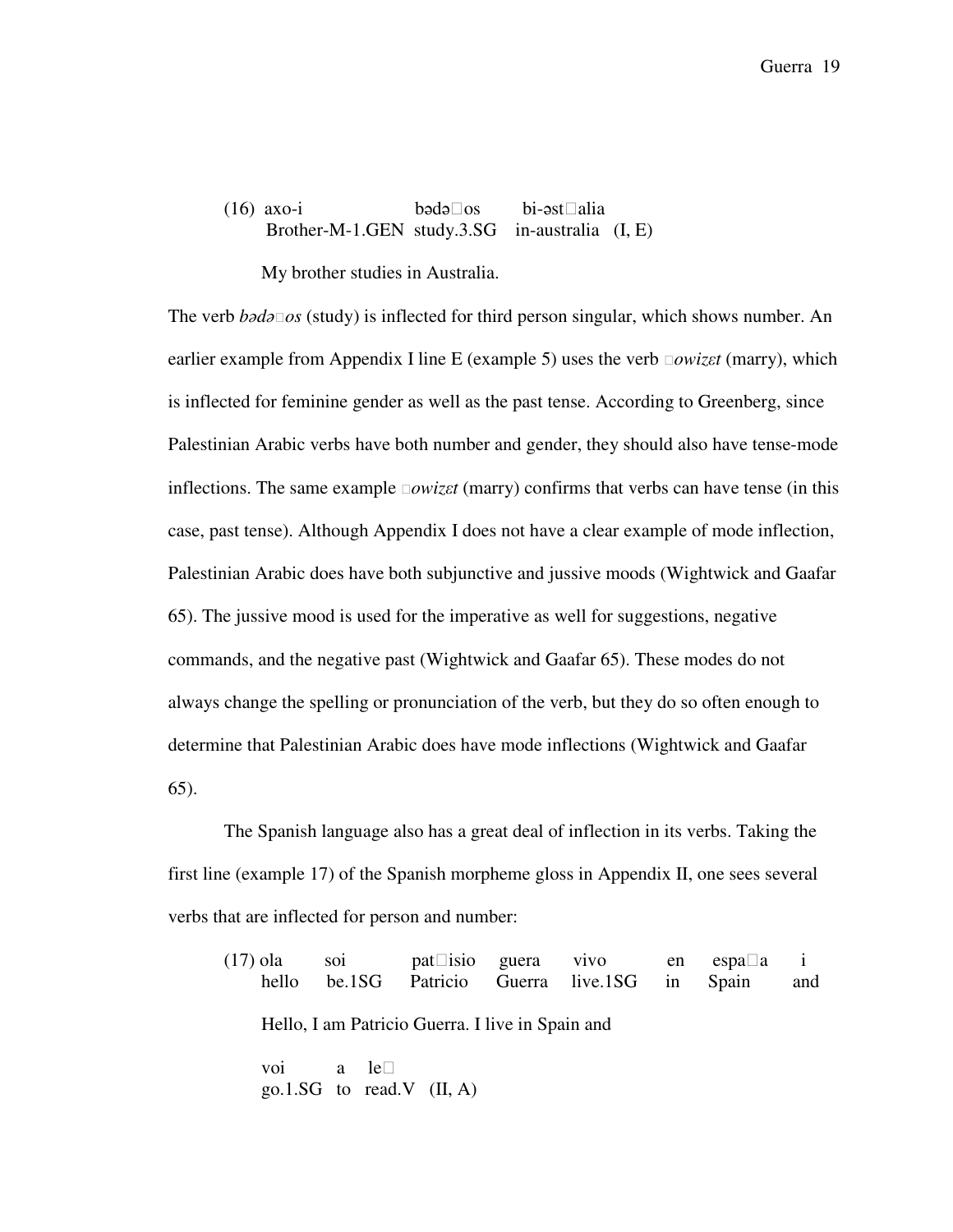(16) axo-i bədə□os bi-əst□alia
Brother-M-1.GEN study.3.SG in-australia (I, E)

My brother studies in Australia.

The verb *bədə□os* (study) is inflected for third person singular, which shows number. An earlier example from Appendix I line E (example 5) uses the verb *□owizɛt* (marry), which is inflected for feminine gender as well as the past tense. According to Greenberg, since Palestinian Arabic verbs have both number and gender, they should also have tense-mode inflections. The same example *□owizɛt* (marry) confirms that verbs can have tense (in this case, past tense). Although Appendix I does not have a clear example of mode inflection, Palestinian Arabic does have both subjunctive and jussive moods (Wightwick and Gaafar 65). The jussive mood is used for the imperative as well for suggestions, negative commands, and the negative past (Wightwick and Gaafar 65). These modes do not always change the spelling or pronunciation of the verb, but they do so often enough to determine that Palestinian Arabic does have mode inflections (Wightwick and Gaafar 65).

The Spanish language also has a great deal of inflection in its verbs. Taking the first line (example 17) of the Spanish morpheme gloss in Appendix II, one sees several verbs that are inflected for person and number:

(17) ola soi pat□isio guera vivo en espa□a i
hello be.1SG Patricio Guerra live.1SG in Spain and

Hello, I am Patricio Guerra. I live in Spain and

voi a le□
go.1.SG to read.V (II, A)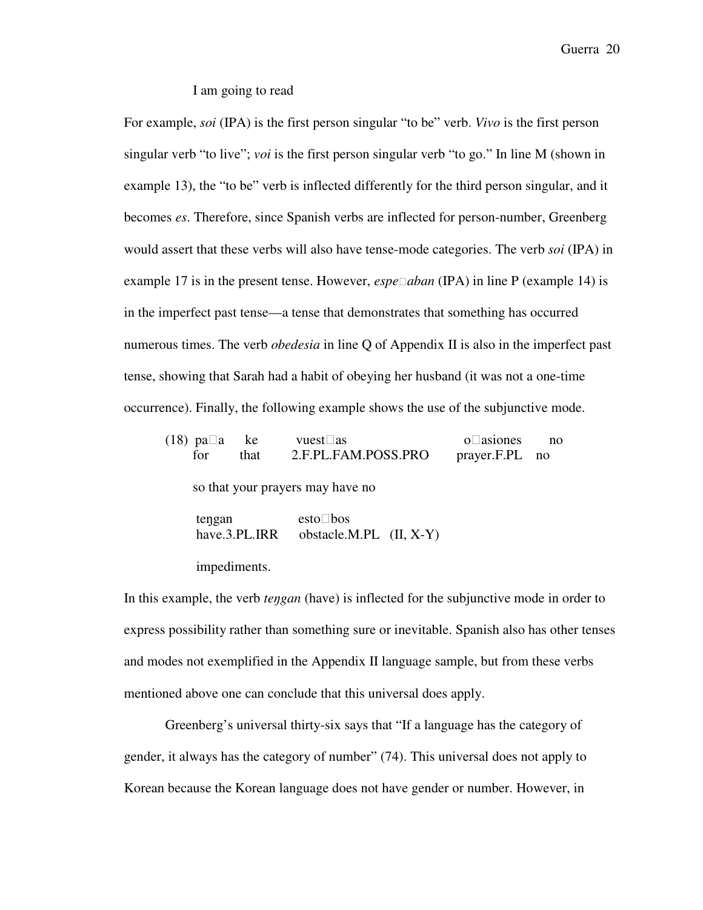I am going to read

For example, *soi* (IPA) is the first person singular "to be" verb. *Vivo* is the first person singular verb "to live"; *voi* is the first person singular verb "to go." In line M (shown in example 13), the "to be" verb is inflected differently for the third person singular, and it becomes *es*. Therefore, since Spanish verbs are inflected for person-number, Greenberg would assert that these verbs will also have tense-mode categories. The verb *soi* (IPA) in example 17 is in the present tense. However, *espe□aban* (IPA) in line P (example 14) is in the imperfect past tense—a tense that demonstrates that something has occurred numerous times. The verb *obedesia* in line Q of Appendix II is also in the imperfect past tense, showing that Sarah had a habit of obeying her husband (it was not a one-time occurrence). Finally, the following example shows the use of the subjunctive mode.

(18) pa□a ke vuest□as o□asiones no
for that 2.F.PL.FAM.POSS.PRO prayer.F.PL no

so that your prayers may have no

teŋgan esto□bos
have.3.PL.IRR obstacle.M.PL (II, X-Y)

impediments.

In this example, the verb *teŋgan* (have) is inflected for the subjunctive mode in order to express possibility rather than something sure or inevitable. Spanish also has other tenses and modes not exemplified in the Appendix II language sample, but from these verbs mentioned above one can conclude that this universal does apply.

Greenberg's universal thirty-six says that "If a language has the category of gender, it always has the category of number" (74). This universal does not apply to Korean because the Korean language does not have gender or number. However, in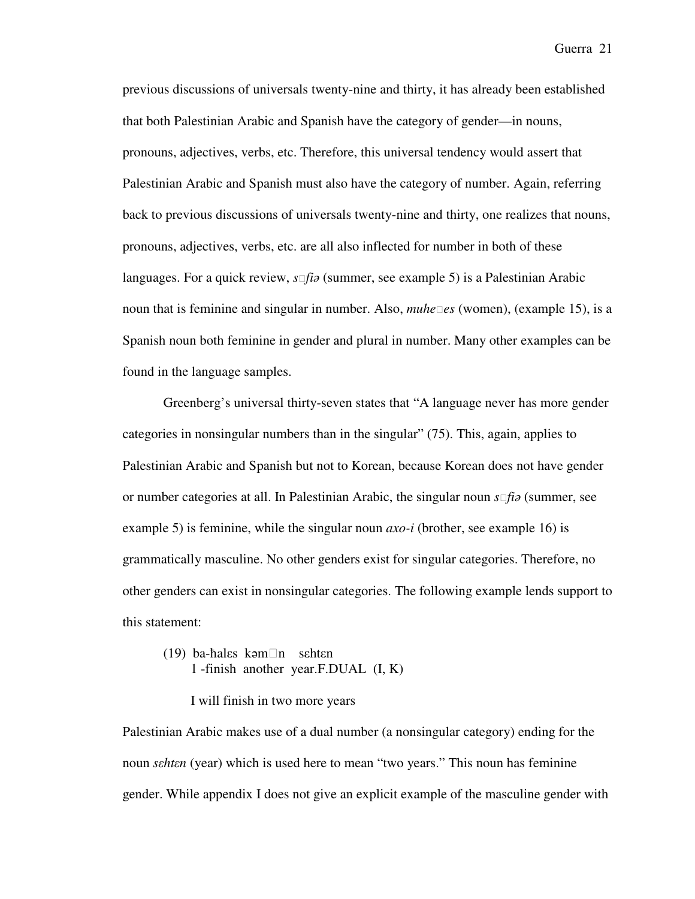previous discussions of universals twenty-nine and thirty, it has already been established that both Palestinian Arabic and Spanish have the category of gender—in nouns, pronouns, adjectives, verbs, etc. Therefore, this universal tendency would assert that Palestinian Arabic and Spanish must also have the category of number. Again, referring back to previous discussions of universals twenty-nine and thirty, one realizes that nouns, pronouns, adjectives, verbs, etc. are all also inflected for number in both of these languages. For a quick review, *s□fiə* (summer, see example 5) is a Palestinian Arabic noun that is feminine and singular in number. Also, *muhe□es* (women), (example 15), is a Spanish noun both feminine in gender and plural in number. Many other examples can be found in the language samples.

Greenberg's universal thirty-seven states that "A language never has more gender categories in nonsingular numbers than in the singular" (75). This, again, applies to Palestinian Arabic and Spanish but not to Korean, because Korean does not have gender or number categories at all. In Palestinian Arabic, the singular noun *s□fiə* (summer, see example 5) is feminine, while the singular noun *axo-i* (brother, see example 16) is grammatically masculine. No other genders exist for singular categories. Therefore, no other genders can exist in nonsingular categories. The following example lends support to this statement:

(19) ba-ħalɛs kəm□n sɛhtɛn
1 -finish another year.F.DUAL (I, K)

I will finish in two more years

Palestinian Arabic makes use of a dual number (a nonsingular category) ending for the noun *sɛhtɛn* (year) which is used here to mean "two years." This noun has feminine gender. While appendix I does not give an explicit example of the masculine gender with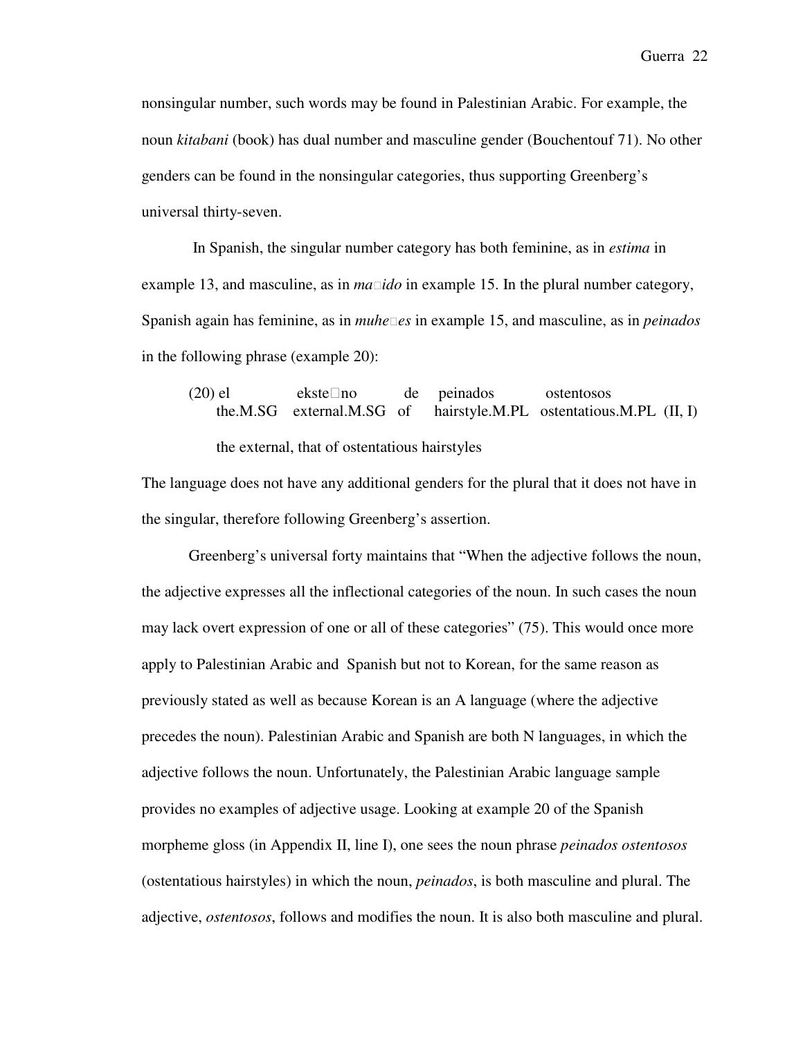nonsingular number, such words may be found in Palestinian Arabic. For example, the noun *kitabani* (book) has dual number and masculine gender (Bouchentouf 71). No other genders can be found in the nonsingular categories, thus supporting Greenberg's universal thirty-seven.

In Spanish, the singular number category has both feminine, as in *estima* in example 13, and masculine, as in *ma□ido* in example 15. In the plural number category, Spanish again has feminine, as in *muhe□es* in example 15, and masculine, as in *peinados* in the following phrase (example 20):

| (20) el | ekste□no | de | peinados | ostentosos | |
|---|---|---|---|---|---|
| the.M.SG | external.M.SG | of | hairstyle.M.PL | ostentatious.M.PL | (II, I) |

the external, that of ostentatious hairstyles

The language does not have any additional genders for the plural that it does not have in the singular, therefore following Greenberg's assertion.

Greenberg's universal forty maintains that "When the adjective follows the noun, the adjective expresses all the inflectional categories of the noun. In such cases the noun may lack overt expression of one or all of these categories" (75). This would once more apply to Palestinian Arabic and Spanish but not to Korean, for the same reason as previously stated as well as because Korean is an A language (where the adjective precedes the noun). Palestinian Arabic and Spanish are both N languages, in which the adjective follows the noun. Unfortunately, the Palestinian Arabic language sample provides no examples of adjective usage. Looking at example 20 of the Spanish morpheme gloss (in Appendix II, line I), one sees the noun phrase *peinados ostentosos* (ostentatious hairstyles) in which the noun, *peinados*, is both masculine and plural. The adjective, *ostentosos*, follows and modifies the noun. It is also both masculine and plural.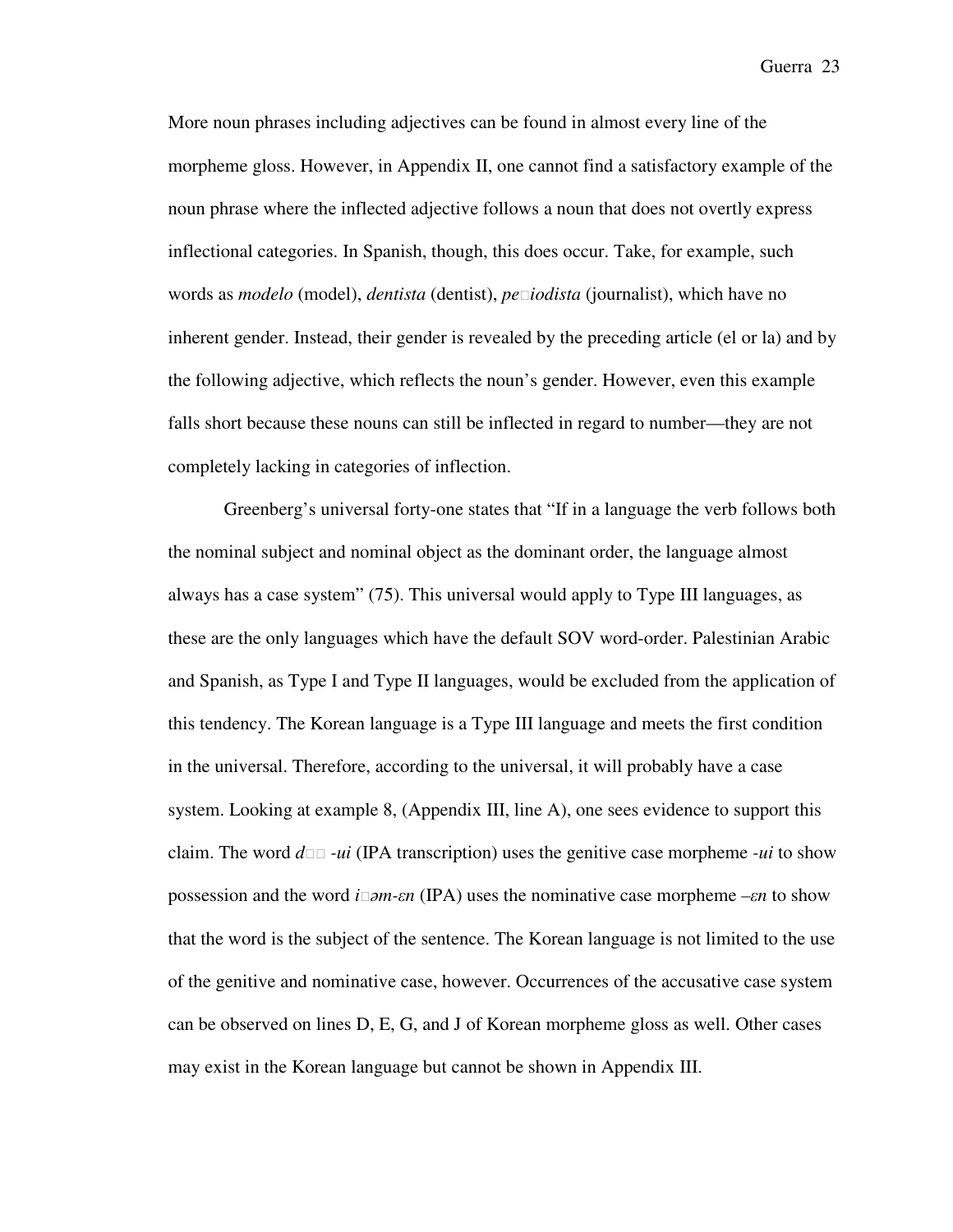More noun phrases including adjectives can be found in almost every line of the morpheme gloss. However, in Appendix II, one cannot find a satisfactory example of the noun phrase where the inflected adjective follows a noun that does not overtly express inflectional categories. In Spanish, though, this does occur. Take, for example, such words as *modelo* (model), *dentista* (dentist), *pe□iodista* (journalist), which have no inherent gender. Instead, their gender is revealed by the preceding article (el or la) and by the following adjective, which reflects the noun's gender. However, even this example falls short because these nouns can still be inflected in regard to number—they are not completely lacking in categories of inflection.

Greenberg's universal forty-one states that "If in a language the verb follows both the nominal subject and nominal object as the dominant order, the language almost always has a case system" (75). This universal would apply to Type III languages, as these are the only languages which have the default SOV word-order. Palestinian Arabic and Spanish, as Type I and Type II languages, would be excluded from the application of this tendency. The Korean language is a Type III language and meets the first condition in the universal. Therefore, according to the universal, it will probably have a case system. Looking at example 8, (Appendix III, line A), one sees evidence to support this claim. The word *d□□ -ui* (IPA transcription) uses the genitive case morpheme *-ui* to show possession and the word *i□əm-ɛn* (IPA) uses the nominative case morpheme *–ɛn* to show that the word is the subject of the sentence. The Korean language is not limited to the use of the genitive and nominative case, however. Occurrences of the accusative case system can be observed on lines D, E, G, and J of Korean morpheme gloss as well. Other cases may exist in the Korean language but cannot be shown in Appendix III.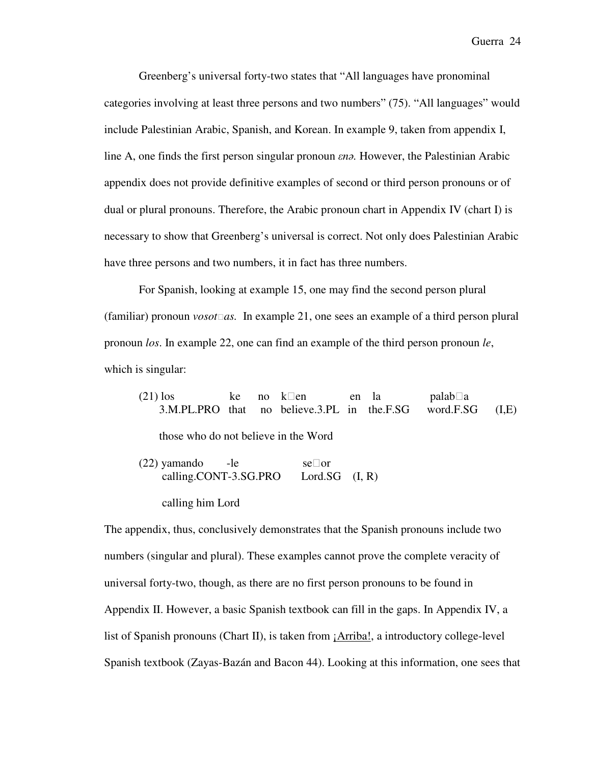Greenberg's universal forty-two states that "All languages have pronominal categories involving at least three persons and two numbers" (75). "All languages" would include Palestinian Arabic, Spanish, and Korean. In example 9, taken from appendix I, line A, one finds the first person singular pronoun *ɛnə*. However, the Palestinian Arabic appendix does not provide definitive examples of second or third person pronouns or of dual or plural pronouns. Therefore, the Arabic pronoun chart in Appendix IV (chart I) is necessary to show that Greenberg's universal is correct. Not only does Palestinian Arabic have three persons and two numbers, it in fact has three numbers.

For Spanish, looking at example 15, one may find the second person plural (familiar) pronoun *vosot□as.* In example 21, one sees an example of a third person plural pronoun *los*. In example 22, one can find an example of the third person pronoun *le*, which is singular:

(21) los ke no k□en en la palab□a
 3.M.PL.PRO that no believe.3.PL in the.F.SG word.F.SG (I,E)

 those who do not believe in the Word

(22) yamando -le se□or
 calling.CONT-3.SG.PRO Lord.SG (I, R)

 calling him Lord

The appendix, thus, conclusively demonstrates that the Spanish pronouns include two numbers (singular and plural). These examples cannot prove the complete veracity of universal forty-two, though, as there are no first person pronouns to be found in Appendix II. However, a basic Spanish textbook can fill in the gaps. In Appendix IV, a list of Spanish pronouns (Chart II), is taken from ¡Arriba!, a introductory college-level Spanish textbook (Zayas-Bazán and Bacon 44). Looking at this information, one sees that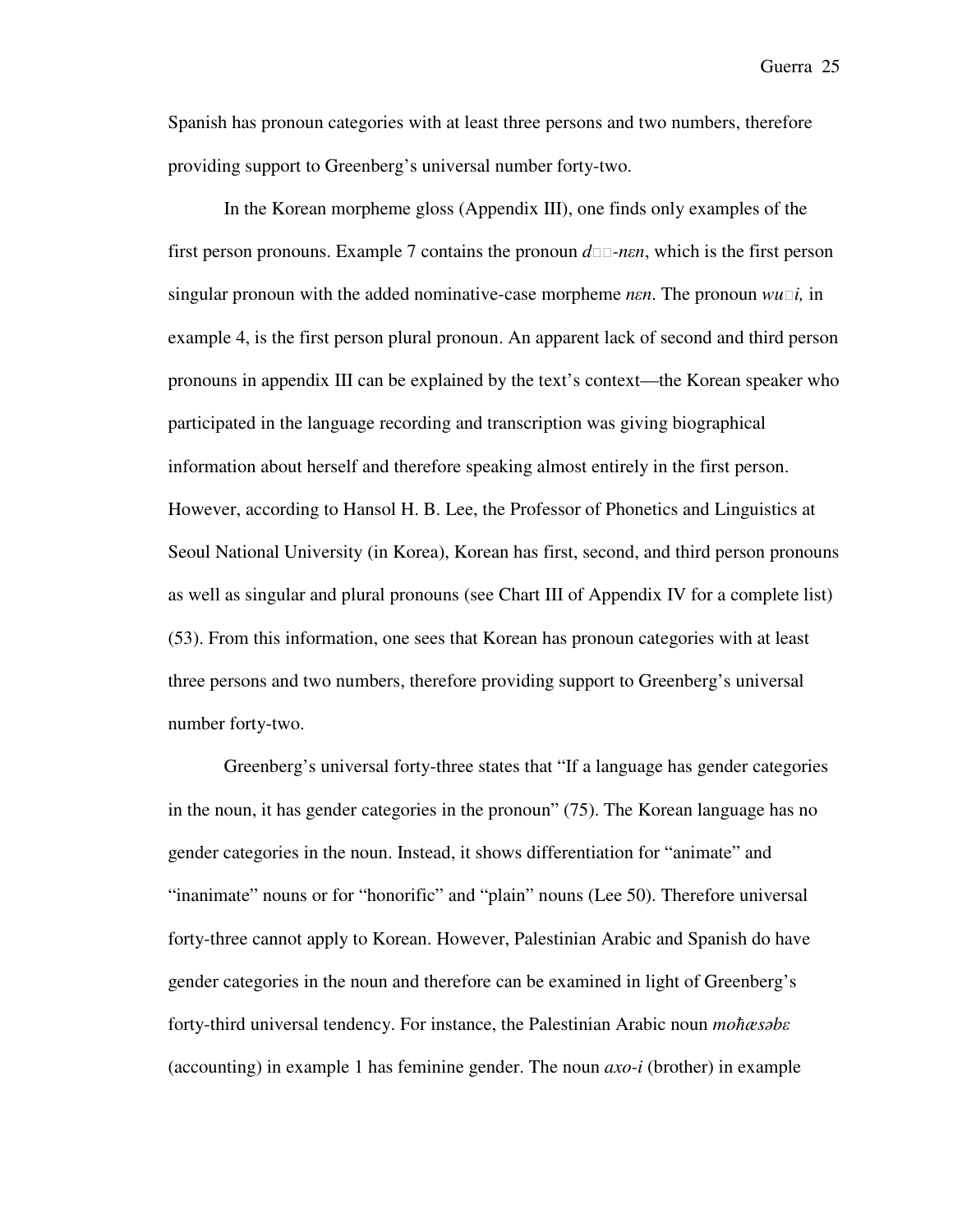Spanish has pronoun categories with at least three persons and two numbers, therefore providing support to Greenberg's universal number forty-two.

In the Korean morpheme gloss (Appendix III), one finds only examples of the first person pronouns. Example 7 contains the pronoun *d□□-nɛn*, which is the first person singular pronoun with the added nominative-case morpheme *nɛn*. The pronoun *wu□i,* in example 4, is the first person plural pronoun. An apparent lack of second and third person pronouns in appendix III can be explained by the text's context—the Korean speaker who participated in the language recording and transcription was giving biographical information about herself and therefore speaking almost entirely in the first person. However, according to Hansol H. B. Lee, the Professor of Phonetics and Linguistics at Seoul National University (in Korea), Korean has first, second, and third person pronouns as well as singular and plural pronouns (see Chart III of Appendix IV for a complete list) (53). From this information, one sees that Korean has pronoun categories with at least three persons and two numbers, therefore providing support to Greenberg's universal number forty-two.

Greenberg's universal forty-three states that "If a language has gender categories in the noun, it has gender categories in the pronoun" (75). The Korean language has no gender categories in the noun. Instead, it shows differentiation for "animate" and "inanimate" nouns or for "honorific" and "plain" nouns (Lee 50). Therefore universal forty-three cannot apply to Korean. However, Palestinian Arabic and Spanish do have gender categories in the noun and therefore can be examined in light of Greenberg's forty-third universal tendency. For instance, the Palestinian Arabic noun *moħæsəbɛ* (accounting) in example 1 has feminine gender. The noun *axo-i* (brother) in example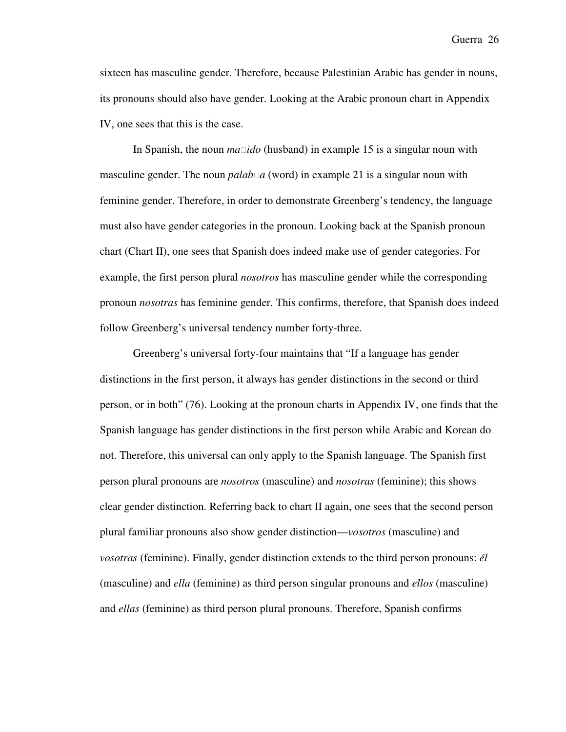sixteen has masculine gender. Therefore, because Palestinian Arabic has gender in nouns, its pronouns should also have gender. Looking at the Arabic pronoun chart in Appendix IV, one sees that this is the case.

In Spanish, the noun *ma□ido* (husband) in example 15 is a singular noun with masculine gender. The noun *palab□a* (word) in example 21 is a singular noun with feminine gender. Therefore, in order to demonstrate Greenberg's tendency, the language must also have gender categories in the pronoun. Looking back at the Spanish pronoun chart (Chart II), one sees that Spanish does indeed make use of gender categories. For example, the first person plural *nosotros* has masculine gender while the corresponding pronoun *nosotras* has feminine gender. This confirms, therefore, that Spanish does indeed follow Greenberg's universal tendency number forty-three.

Greenberg's universal forty-four maintains that "If a language has gender distinctions in the first person, it always has gender distinctions in the second or third person, or in both" (76). Looking at the pronoun charts in Appendix IV, one finds that the Spanish language has gender distinctions in the first person while Arabic and Korean do not. Therefore, this universal can only apply to the Spanish language. The Spanish first person plural pronouns are *nosotros* (masculine) and *nosotras* (feminine); this shows clear gender distinction. Referring back to chart II again, one sees that the second person plural familiar pronouns also show gender distinction—*vosotros* (masculine) and *vosotras* (feminine). Finally, gender distinction extends to the third person pronouns: *él* (masculine) and *ella* (feminine) as third person singular pronouns and *ellos* (masculine) and *ellas* (feminine) as third person plural pronouns. Therefore, Spanish confirms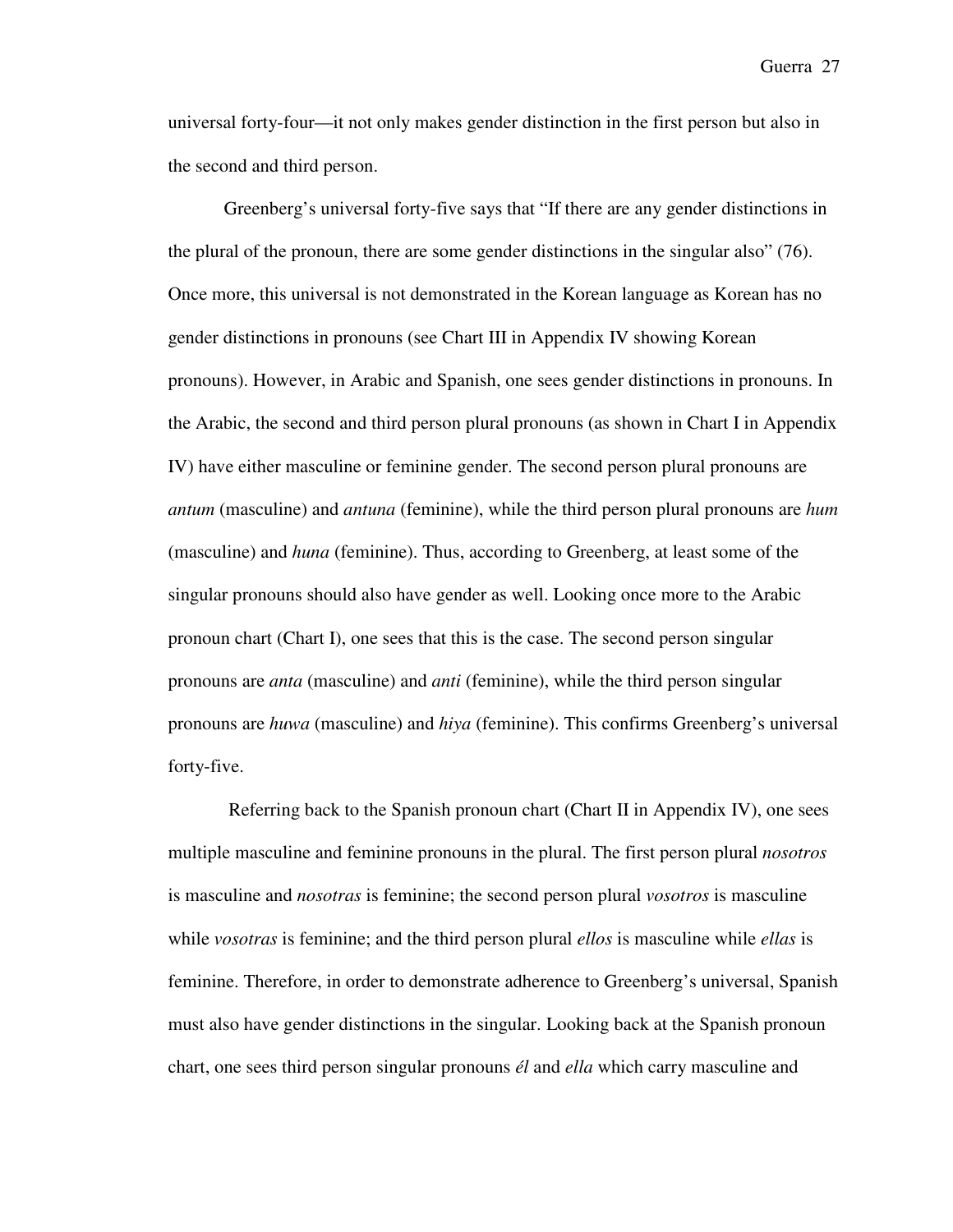universal forty-four—it not only makes gender distinction in the first person but also in the second and third person.

Greenberg's universal forty-five says that "If there are any gender distinctions in the plural of the pronoun, there are some gender distinctions in the singular also" (76). Once more, this universal is not demonstrated in the Korean language as Korean has no gender distinctions in pronouns (see Chart III in Appendix IV showing Korean pronouns). However, in Arabic and Spanish, one sees gender distinctions in pronouns. In the Arabic, the second and third person plural pronouns (as shown in Chart I in Appendix IV) have either masculine or feminine gender. The second person plural pronouns are *antum* (masculine) and *antuna* (feminine), while the third person plural pronouns are *hum* (masculine) and *huna* (feminine). Thus, according to Greenberg, at least some of the singular pronouns should also have gender as well. Looking once more to the Arabic pronoun chart (Chart I), one sees that this is the case. The second person singular pronouns are *anta* (masculine) and *anti* (feminine), while the third person singular pronouns are *huwa* (masculine) and *hiya* (feminine). This confirms Greenberg's universal forty-five.

Referring back to the Spanish pronoun chart (Chart II in Appendix IV), one sees multiple masculine and feminine pronouns in the plural. The first person plural *nosotros* is masculine and *nosotras* is feminine; the second person plural *vosotros* is masculine while *vosotras* is feminine; and the third person plural *ellos* is masculine while *ellas* is feminine. Therefore, in order to demonstrate adherence to Greenberg's universal, Spanish must also have gender distinctions in the singular. Looking back at the Spanish pronoun chart, one sees third person singular pronouns *él* and *ella* which carry masculine and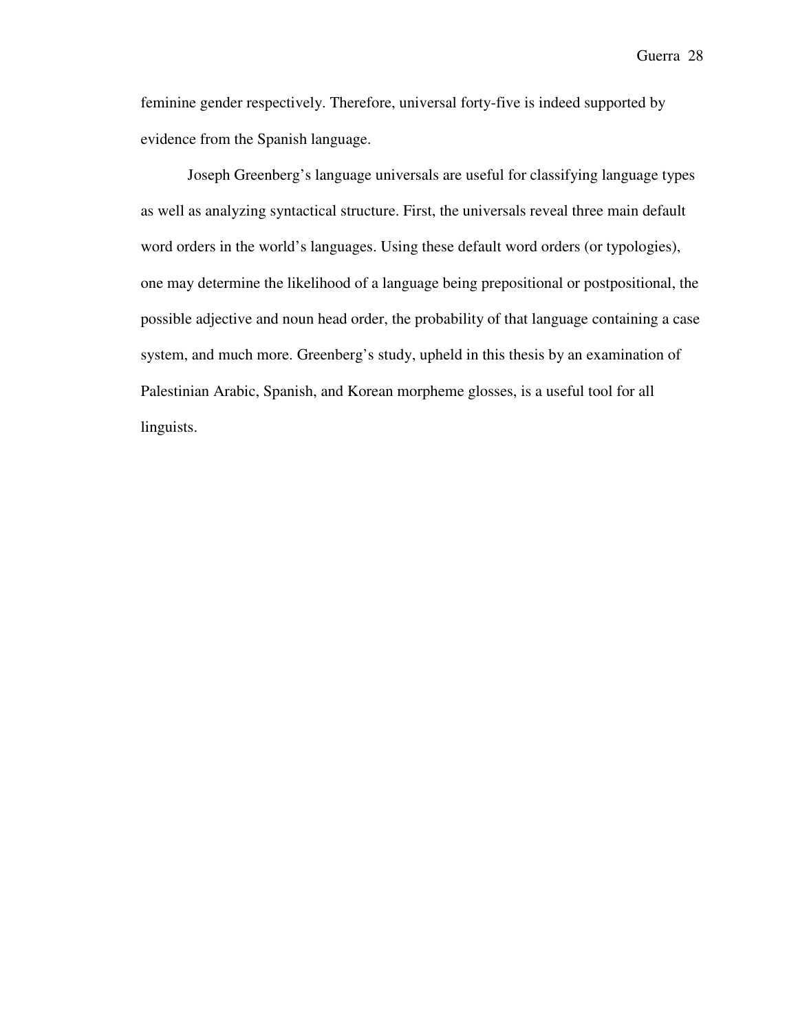feminine gender respectively. Therefore, universal forty-five is indeed supported by evidence from the Spanish language.

Joseph Greenberg's language universals are useful for classifying language types as well as analyzing syntactical structure. First, the universals reveal three main default word orders in the world's languages. Using these default word orders (or typologies), one may determine the likelihood of a language being prepositional or postpositional, the possible adjective and noun head order, the probability of that language containing a case system, and much more. Greenberg's study, upheld in this thesis by an examination of Palestinian Arabic, Spanish, and Korean morpheme glosses, is a useful tool for all linguists.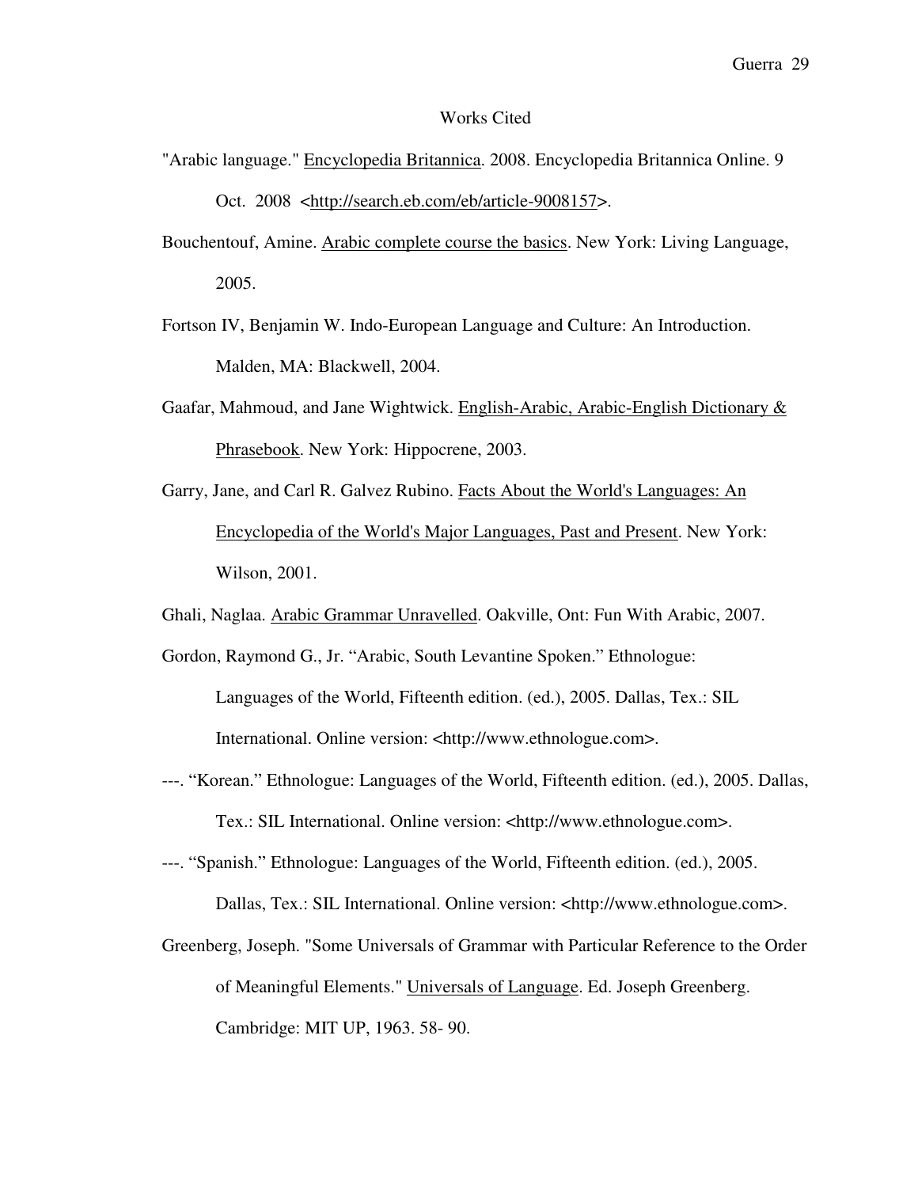# Works Cited

"Arabic language." Encyclopedia Britannica. 2008. Encyclopedia Britannica Online. 9 Oct. 2008 <http://search.eb.com/eb/article-9008157>.

Bouchentouf, Amine. Arabic complete course the basics. New York: Living Language, 2005.

Fortson IV, Benjamin W. Indo-European Language and Culture: An Introduction. Malden, MA: Blackwell, 2004.

Gaafar, Mahmoud, and Jane Wightwick. English-Arabic, Arabic-English Dictionary & Phrasebook. New York: Hippocrene, 2003.

Garry, Jane, and Carl R. Galvez Rubino. Facts About the World's Languages: An Encyclopedia of the World's Major Languages, Past and Present. New York: Wilson, 2001.

Ghali, Naglaa. Arabic Grammar Unravelled. Oakville, Ont: Fun With Arabic, 2007.

Gordon, Raymond G., Jr. "Arabic, South Levantine Spoken." Ethnologue: Languages of the World, Fifteenth edition. (ed.), 2005. Dallas, Tex.: SIL International. Online version: <http://www.ethnologue.com>.

---. "Korean." Ethnologue: Languages of the World, Fifteenth edition. (ed.), 2005. Dallas, Tex.: SIL International. Online version: <http://www.ethnologue.com>.

---. "Spanish." Ethnologue: Languages of the World, Fifteenth edition. (ed.), 2005. Dallas, Tex.: SIL International. Online version: <http://www.ethnologue.com>.

Greenberg, Joseph. "Some Universals of Grammar with Particular Reference to the Order of Meaningful Elements." Universals of Language. Ed. Joseph Greenberg. Cambridge: MIT UP, 1963. 58- 90.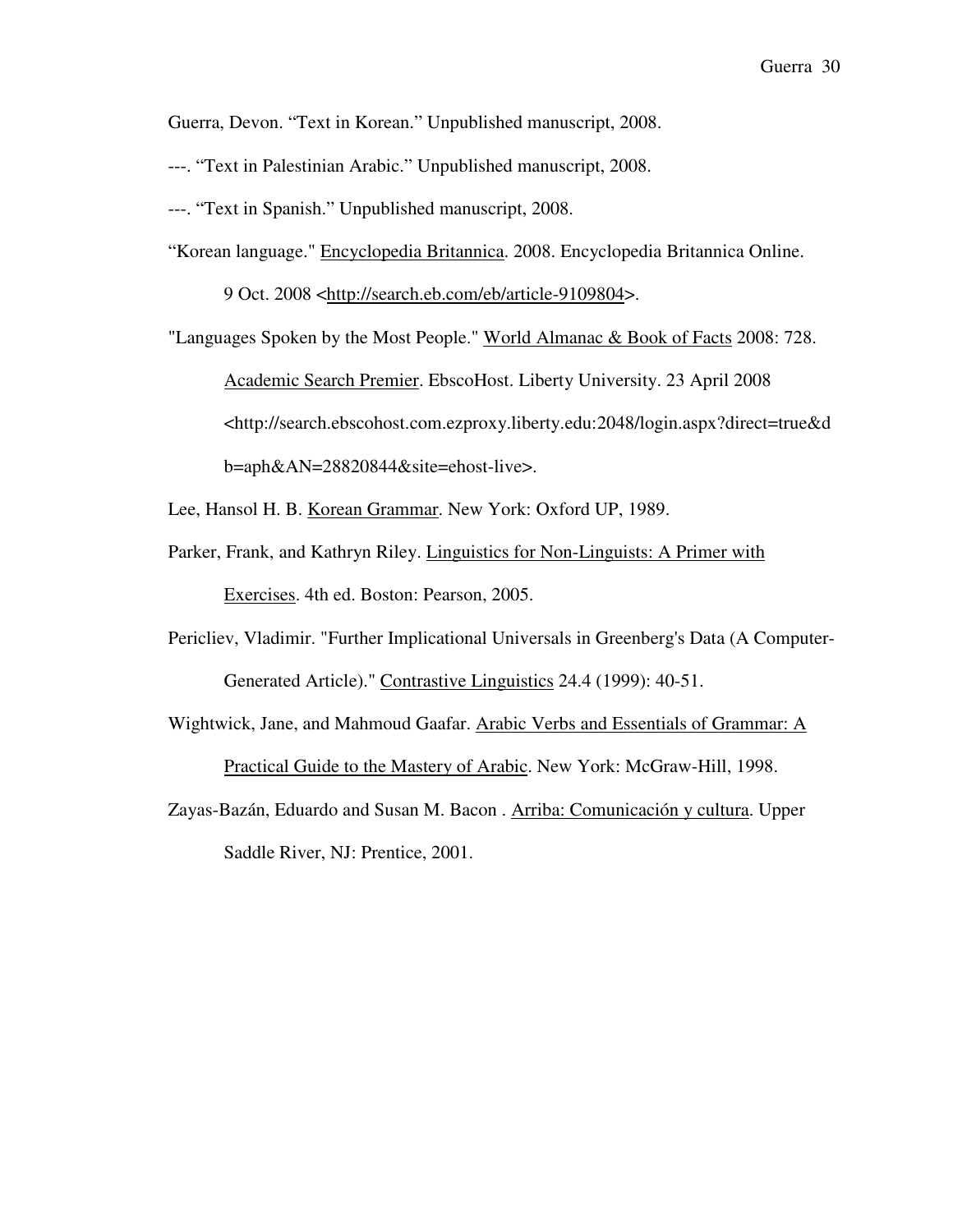Guerra, Devon. “Text in Korean.” Unpublished manuscript, 2008.

---. “Text in Palestinian Arabic.” Unpublished manuscript, 2008.

---. “Text in Spanish.” Unpublished manuscript, 2008.

“Korean language." Encyclopedia Britannica. 2008. Encyclopedia Britannica Online. 9 Oct. 2008 <http://search.eb.com/eb/article-9109804>.

"Languages Spoken by the Most People." World Almanac & Book of Facts 2008: 728. Academic Search Premier. EbscoHost. Liberty University. 23 April 2008 <http://search.ebscohost.com.ezproxy.liberty.edu:2048/login.aspx?direct=true&db=aph&AN=28820844&site=ehost-live>.

Lee, Hansol H. B. Korean Grammar. New York: Oxford UP, 1989.

Parker, Frank, and Kathryn Riley. Linguistics for Non-Linguists: A Primer with Exercises. 4th ed. Boston: Pearson, 2005.

Pericliev, Vladimir. "Further Implicational Universals in Greenberg's Data (A Computer-Generated Article)." Contrastive Linguistics 24.4 (1999): 40-51.

Wightwick, Jane, and Mahmoud Gaafar. Arabic Verbs and Essentials of Grammar: A Practical Guide to the Mastery of Arabic. New York: McGraw-Hill, 1998.

Zayas-Bazán, Eduardo and Susan M. Bacon . Arriba: Comunicación y cultura. Upper Saddle River, NJ: Prentice, 2001.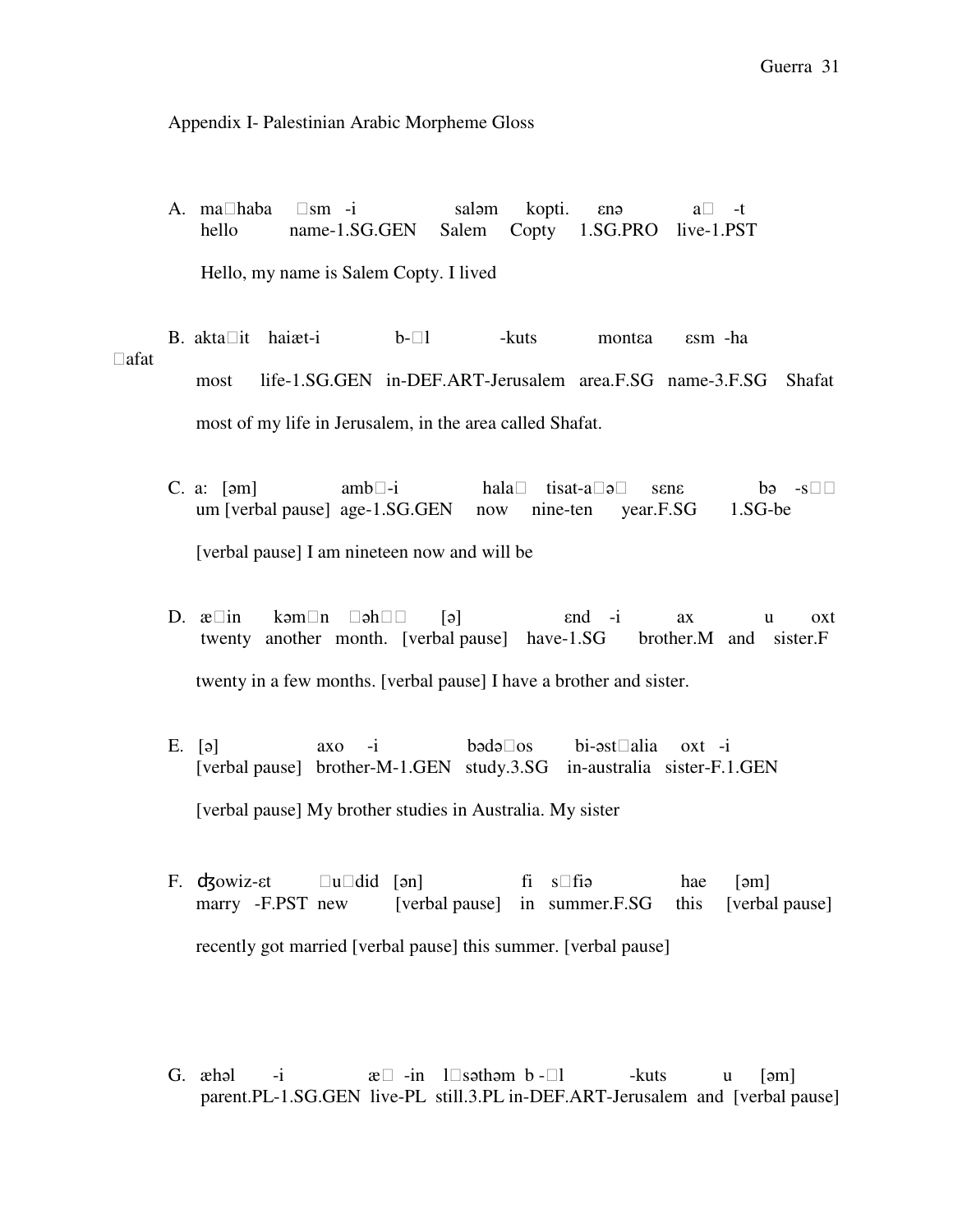Appendix I- Palestinian Arabic Morpheme Gloss

A. ma□haba □sm -i saləm kopti. ɛnə a□ -t
hello name-1.SG.GEN Salem Copty 1.SG.PRO live-1.PST

Hello, my name is Salem Copty. I lived

B. akta□it haiæt-i b-□l -kuts montɛa ɛsm -ha □afat
most life-1.SG.GEN in-DEF.ART-Jerusalem area.F.SG name-3.F.SG Shafat

most of my life in Jerusalem, in the area called Shafat.

C. a: [əm] amb□-i hala□ tisat-a□ə□ sɛnɛ bə -s□□
um [verbal pause] age-1.SG.GEN now nine-ten year.F.SG 1.SG-be

[verbal pause] I am nineteen now and will be

D. æ□in kəm□n □əh□□ [ə] ɛnd -i ax u oxt
twenty another month. [verbal pause] have-1.SG brother.M and sister.F

twenty in a few months. [verbal pause] I have a brother and sister.

E. [ə] axo -i bədə□os bi-əst□alia oxt -i
[verbal pause] brother-M-1.GEN study.3.SG in-australia sister-F.1.GEN

[verbal pause] My brother studies in Australia. My sister

F. ʤowiz-ɛt □u□did [ən] fi s□fiə hae [əm]
marry -F.PST new [verbal pause] in summer.F.SG this [verbal pause]

recently got married [verbal pause] this summer. [verbal pause]

G. æhəl -i æ□ -in l□səthəm b -□l -kuts u [əm]
parent.PL-1.SG.GEN live-PL still.3.PL in-DEF.ART-Jerusalem and [verbal pause]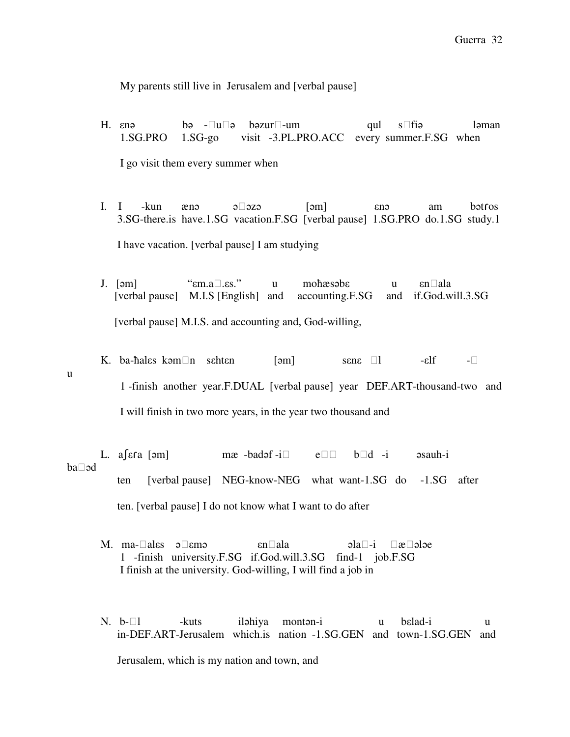My parents still live in Jerusalem and [verbal pause]

H. ɛnə bə -□u□ə bəzur□-um qul s□fiə ləman
1.SG.PRO 1.SG-go visit -3.PL.PRO.ACC every summer.F.SG when

I go visit them every summer when

I. I -kun ænə ə□əzə [əm] ɛnə am bətɾos
3.SG-there.is have.1.SG vacation.F.SG [verbal pause] 1.SG.PRO do.1.SG study.1

I have vacation. [verbal pause] I am studying

J. [əm] "ɛm.a□.ɛs." u moħæsəbɛ u ɛn□ala
[verbal pause] M.I.S [English] and accounting.F.SG and if.God.will.3.SG

[verbal pause] M.I.S. and accounting and, God-willing,

K. ba-ħalɛs kəm□n sɛhtɛn [əm] sɛnɛ □l -ɛlf -□ u
1 -finish another year.F.DUAL [verbal pause] year DEF.ART-thousand-two and

I will finish in two more years, in the year two thousand and

L. aʃɛɾa [əm] mæ -badəf -i□ e□□ b□d -i əsauh-i ba□əd
ten [verbal pause] NEG-know-NEG what want-1.SG do -1.SG after

ten. [verbal pause] I do not know what I want to do after

M. ma-□alɛs ə□ɛmə ɛn□ala əla□-i □æ□əlæ
1 -finish university.F.SG if.God.will.3.SG find-1 job.F.SG
I finish at the university. God-willing, I will find a job in

N. b-□l -kuts iləhiya montən-i u bɛlad-i u
in-DEF.ART-Jerusalem which.is nation -1.SG.GEN and town-1.SG.GEN and

Jerusalem, which is my nation and town, and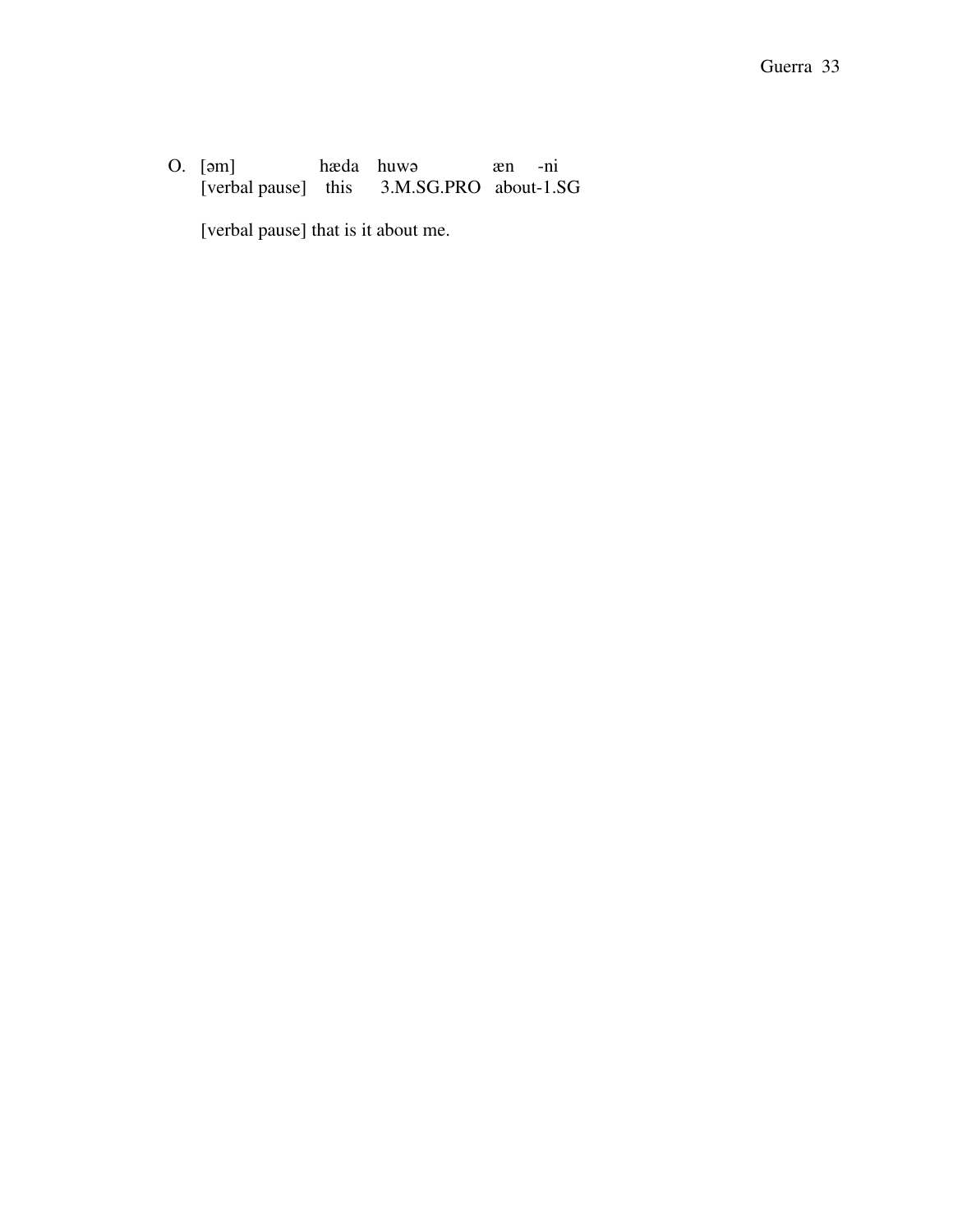O. [əm] hæda huwə æn -ni
   [verbal pause] this 3.M.SG.PRO about-1.SG

   [verbal pause] that is it about me.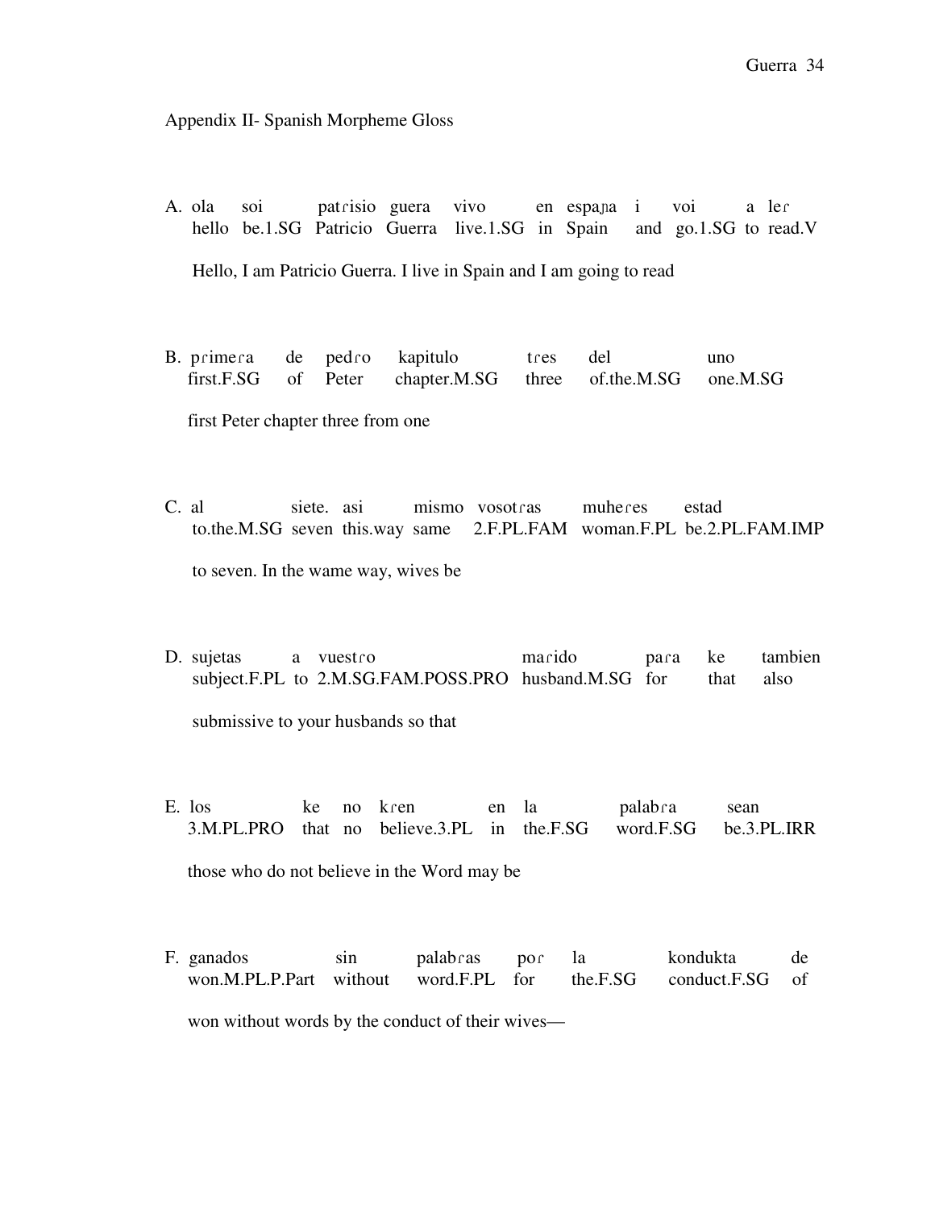Appendix II- Spanish Morpheme Gloss

A. ola soi patɾisio guera vivo en espaɲa i voi a leɾ
hello be.1.SG Patricio Guerra live.1.SG in Spain and go.1.SG to read.V

Hello, I am Patricio Guerra. I live in Spain and I am going to read

B. pɾimeɾa de pedɾo kapitulo tɾes del uno
first.F.SG of Peter chapter.M.SG three of.the.M.SG one.M.SG

first Peter chapter three from one

C. al siete. asi mismo vosotɾas muheɾes estad
to.the.M.SG seven this.way same 2.F.PL.FAM woman.F.PL be.2.PL.FAM.IMP

to seven. In the wame way, wives be

D. sujetas a vuestɾo maɾido paɾa ke tambien
subject.F.PL to 2.M.SG.FAM.POSS.PRO husband.M.SG for that also

submissive to your husbands so that

E. los ke no kɾen en la palabɾa sean
3.M.PL.PRO that no believe.3.PL in the.F.SG word.F.SG be.3.PL.IRR

those who do not believe in the Word may be

F. ganados sin palabɾas poɾ la kondukta de
won.M.PL.P.Part without word.F.PL for the.F.SG conduct.F.SG of

won without words by the conduct of their wives—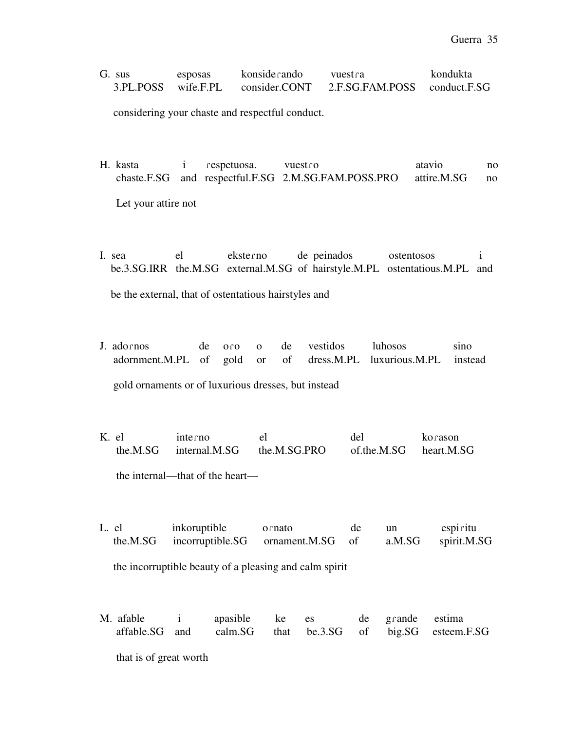G. sus 3.PL.POSS | esposas wife.F.PL | konsideɾando consider.CONT | vuestɾa 2.F.SG.FAM.POSS | kondukta conduct.F.SG

considering your chaste and respectful conduct.

H. kasta chaste.F.SG | i and | ɾespetuosa. respectful.F.SG | vuestɾo 2.M.SG.FAM.POSS.PRO | atavio attire.M.SG | no no

Let your attire not

I. sea be.3.SG.IRR | el the.M.SG | eksteɾno external.M.SG | de of | peinados hairstyle.M.PL | ostentosos ostentatious.M.PL | i and

be the external, that of ostentatious hairstyles and

J. adoɾnos adornment.M.PL | de of | oɾo gold | o or | de of | vestidos dress.M.PL | luhosos luxurious.M.PL | sino instead

gold ornaments or of luxurious dresses, but instead

K. el the.M.SG | inteɾno internal.M.SG | el the.M.SG.PRO | del of.the.M.SG | koɾason heart.M.SG

the internal—that of the heart—

L. el the.M.SG | inkoruptible incorruptible.SG | oɾnato ornament.M.SG | de of | un a.M.SG | espiɾitu spirit.M.SG

the incorruptible beauty of a pleasing and calm spirit

M. afable affable.SG | i and | apasible calm.SG | ke that | es be.3.SG | de of | gɾande big.SG | estima esteem.F.SG

that is of great worth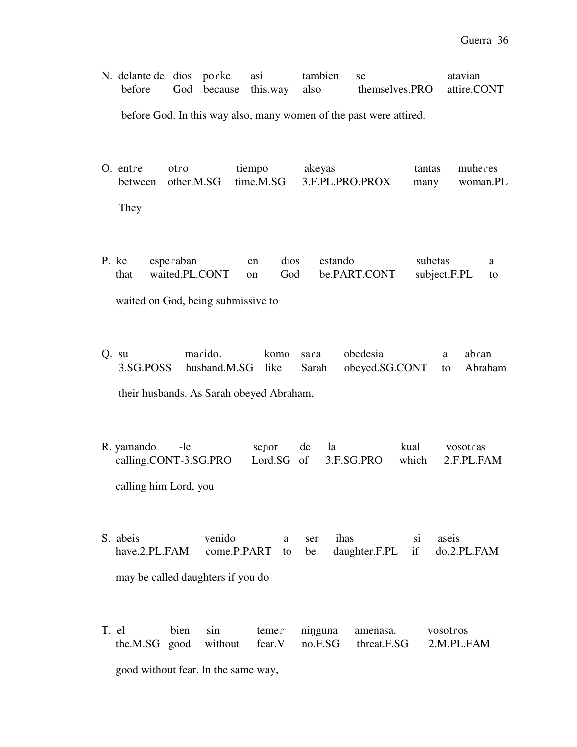N. delante de dios poɾke asi tambien se atavian
before God because this.way also themselves.PRO attire.CONT

before God. In this way also, many women of the past were attired.

O. entɾe otɾo tiempo akeyas tantas muheɾes
between other.M.SG time.M.SG 3.F.PL.PRO.PROX many woman.PL

They

P. ke espeɾaban en dios estando suhetas a
that waited.PL.CONT on God be.PART.CONT subject.F.PL to

waited on God, being submissive to

Q. su maɾido. komo saɾa obedesia a abɾan
3.SG.POSS husband.M.SG like Sarah obeyed.SG.CONT to Abraham

their husbands. As Sarah obeyed Abraham,

R. yamando -le seɲor de la kual vosotɾas
calling.CONT-3.SG.PRO Lord.SG of 3.F.SG.PRO which 2.F.PL.FAM

calling him Lord, you

S. abeis venido a ser ihas si aseis
have.2.PL.FAM come.P.PART to be daughter.F.PL if do.2.PL.FAM

may be called daughters if you do

T. el bien sin temeɾ niŋguna amenasa. vosotɾos
the.M.SG good without fear.V no.F.SG threat.F.SG 2.M.PL.FAM

good without fear. In the same way,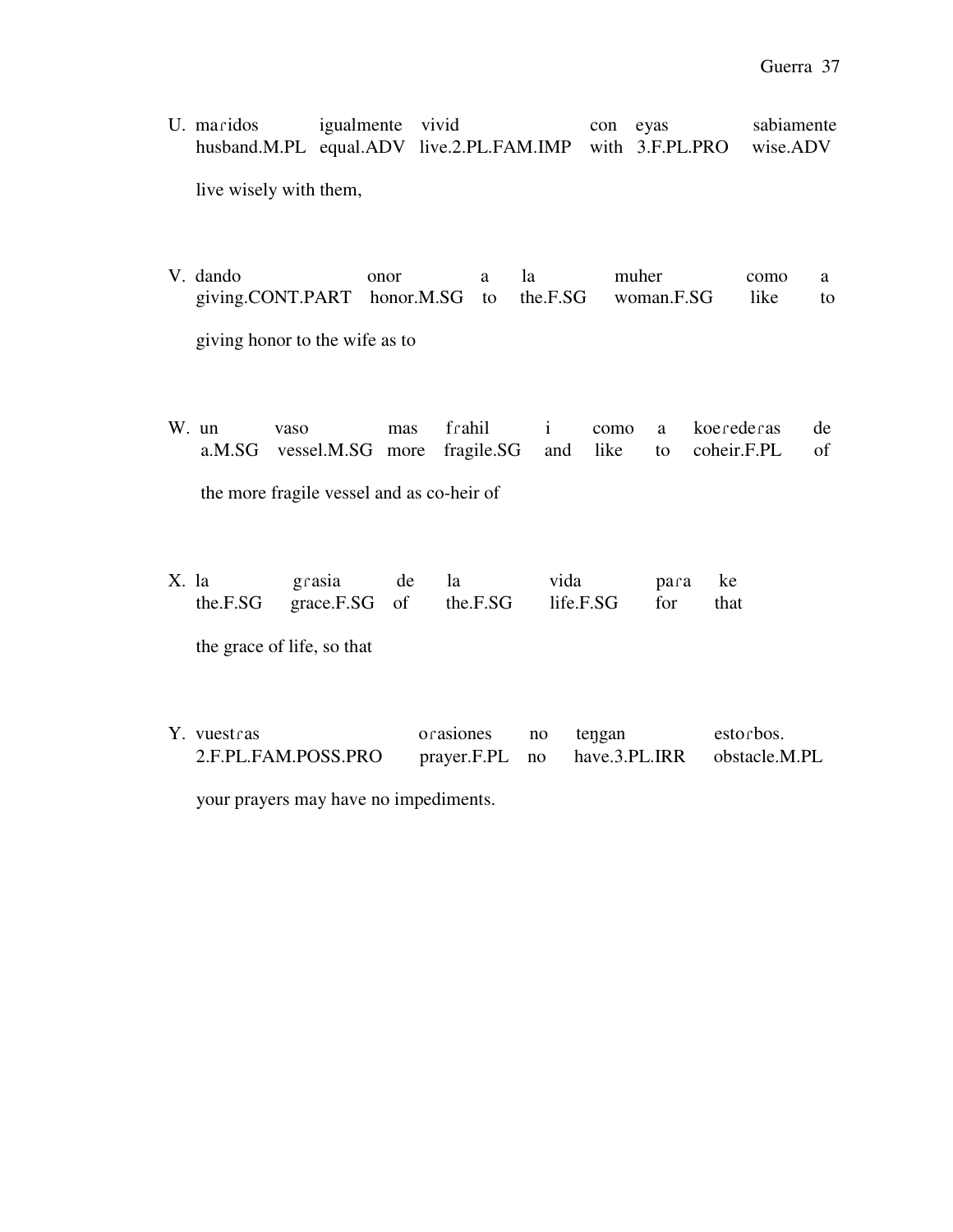U. maɾidos igualmente vivid con eyas sabiamente
husband.M.PL equal.ADV live.2.PL.FAM.IMP with 3.F.PL.PRO wise.ADV

live wisely with them,

V. dando onor a la muher como a
giving.CONT.PART honor.M.SG to the.F.SG woman.F.SG like to

giving honor to the wife as to

W. un vaso mas fɾahil i como a koeɾedeɾas de
a.M.SG vessel.M.SG more fragile.SG and like to coheir.F.PL of

the more fragile vessel and as co-heir of

X. la gɾasia de la vida paɾa ke
the.F.SG grace.F.SG of the.F.SG life.F.SG for that

the grace of life, so that

Y. vuestɾas oɾasiones no teŋgan estoɾbos.
2.F.PL.FAM.POSS.PRO prayer.F.PL no have.3.PL.IRR obstacle.M.PL

your prayers may have no impediments.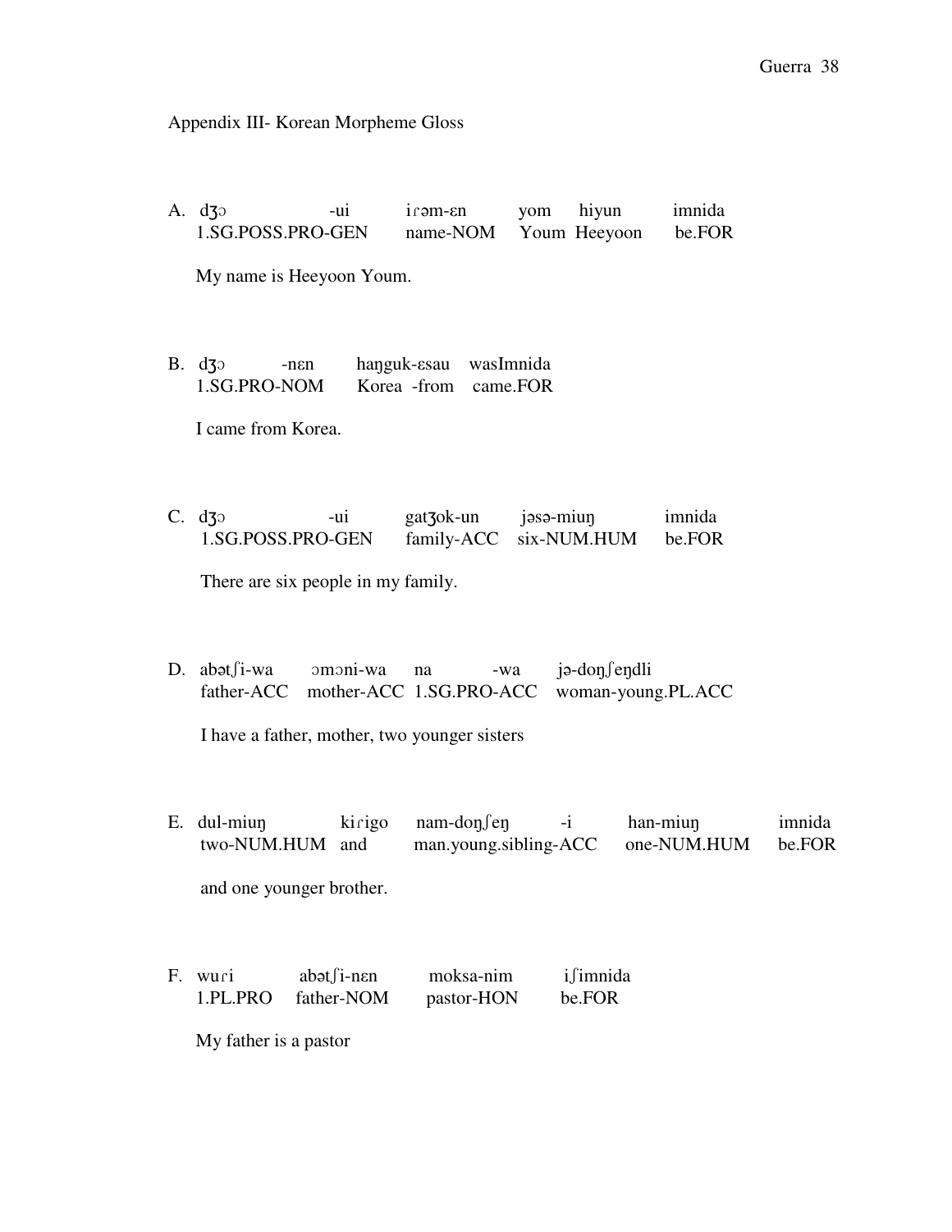Appendix III- Korean Morpheme Gloss

A. dʒɔ -ui iɾəm-ɛn yom hiyun imnida
1.SG.POSS.PRO-GEN name-NOM Youm Heeyoon be.FOR

My name is Heeyoon Youm.

B. dʒɔ -nɛn haŋguk-ɛsau wasImnida
1.SG.PRO-NOM Korea -from came.FOR

I came from Korea.

C. dʒɔ -ui gatʒok-un jəsə-miuŋ imnida
1.SG.POSS.PRO-GEN family-ACC six-NUM.HUM be.FOR

There are six people in my family.

D. abətʃi-wa ɔmɔni-wa na -wa jə-doŋʃeŋdli
father-ACC mother-ACC 1.SG.PRO-ACC woman-young.PL.ACC

I have a father, mother, two younger sisters

E. dul-miuŋ kiɾigo nam-doŋʃeŋ -i han-miuŋ imnida
two-NUM.HUM and man.young.sibling-ACC one-NUM.HUM be.FOR

and one younger brother.

F. wuɾi abətʃi-nɛn moksa-nim iʃimnida
1.PL.PRO father-NOM pastor-HON be.FOR

My father is a pastor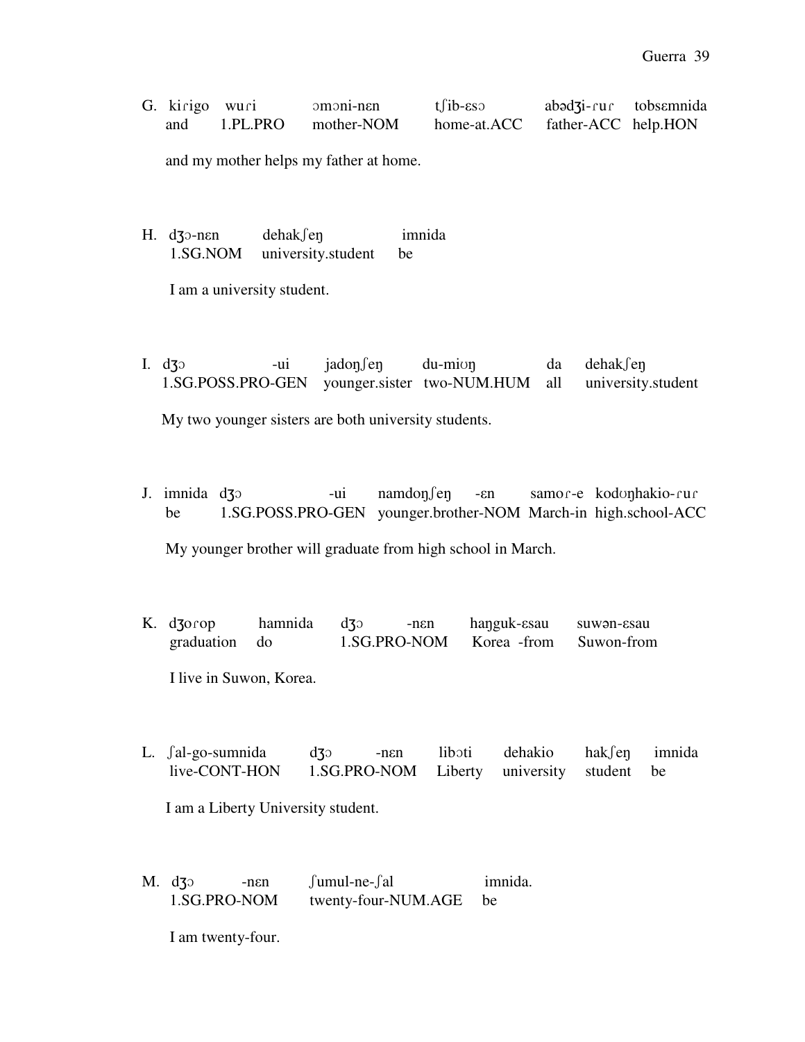G. kiɾigo wuɾi ɔmɔni-nɛn tʃib-ɛsɔ abədʒi-ɾuɾ tobsɛmnida
and 1.PL.PRO mother-NOM home-at.ACC father-ACC help.HON

and my mother helps my father at home.

H. dʒɔ-nɛn dehakʃeŋ imnida
1.SG.NOM university.student be

I am a university student.

I. dʒɔ -ui jadoŋʃeŋ du-miʊŋ da dehakʃeŋ
1.SG.POSS.PRO-GEN younger.sister two-NUM.HUM all university.student

My two younger sisters are both university students.

J. imnida dʒɔ -ui namdoŋʃeŋ -ɛn samoɾ-e kodʊŋhakio-ɾuɾ
be 1.SG.POSS.PRO-GEN younger.brother-NOM March-in high.school-ACC

My younger brother will graduate from high school in March.

K. dʒoɾop hamnida dʒɔ -nɛn haŋguk-ɛsau suwən-ɛsau
graduation do 1.SG.PRO-NOM Korea -from Suwon-from

I live in Suwon, Korea.

L. ʃal-go-sumnida dʒɔ -nɛn libɔti dehakio hakʃeŋ imnida
live-CONT-HON 1.SG.PRO-NOM Liberty university student be

I am a Liberty University student.

M. dʒɔ -nɛn ʃumul-ne-ʃal imnida.
1.SG.PRO-NOM twenty-four-NUM.AGE be

I am twenty-four.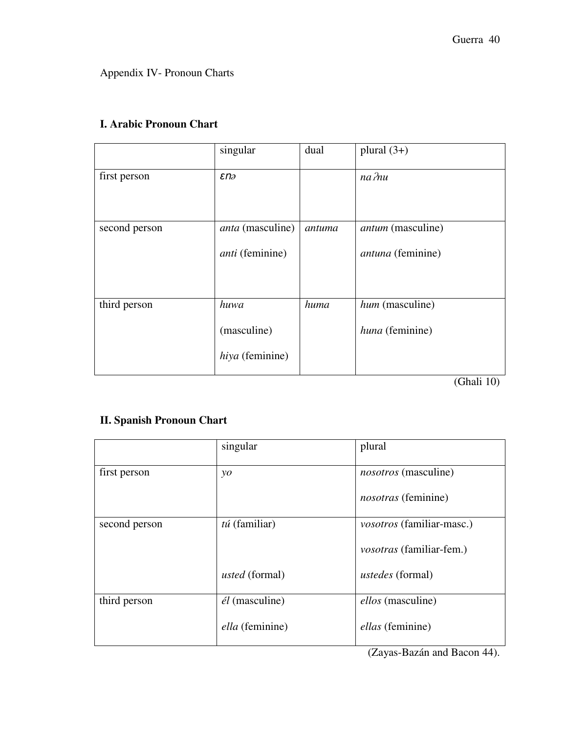Appendix IV- Pronoun Charts

**I. Arabic Pronoun Chart**

| | singular | dual | plural (3+) |
|---|---|---|---|
| first person | *ɛnə* | | *naʔnu* |
| second person | *anta* (masculine)<br>*anti* (feminine) | *antuma* | *antum* (masculine)<br>*antuna* (feminine) |
| third person | *huwa* (masculine)<br>*hiya* (feminine) | *huma* | *hum* (masculine)<br>*huna* (feminine) |

(Ghali 10)

**II. Spanish Pronoun Chart**

| | singular | plural |
|---|---|---|
| first person | *yo* | *nosotros* (masculine)<br>*nosotras* (feminine) |
| second person | *tú* (familiar)<br>*usted* (formal) | *vosotros* (familiar-masc.)<br>*vosotras* (familiar-fem.)<br>*ustedes* (formal) |
| third person | *él* (masculine)<br>*ella* (feminine) | *ellos* (masculine)<br>*ellas* (feminine) |

(Zayas-Bazán and Bacon 44).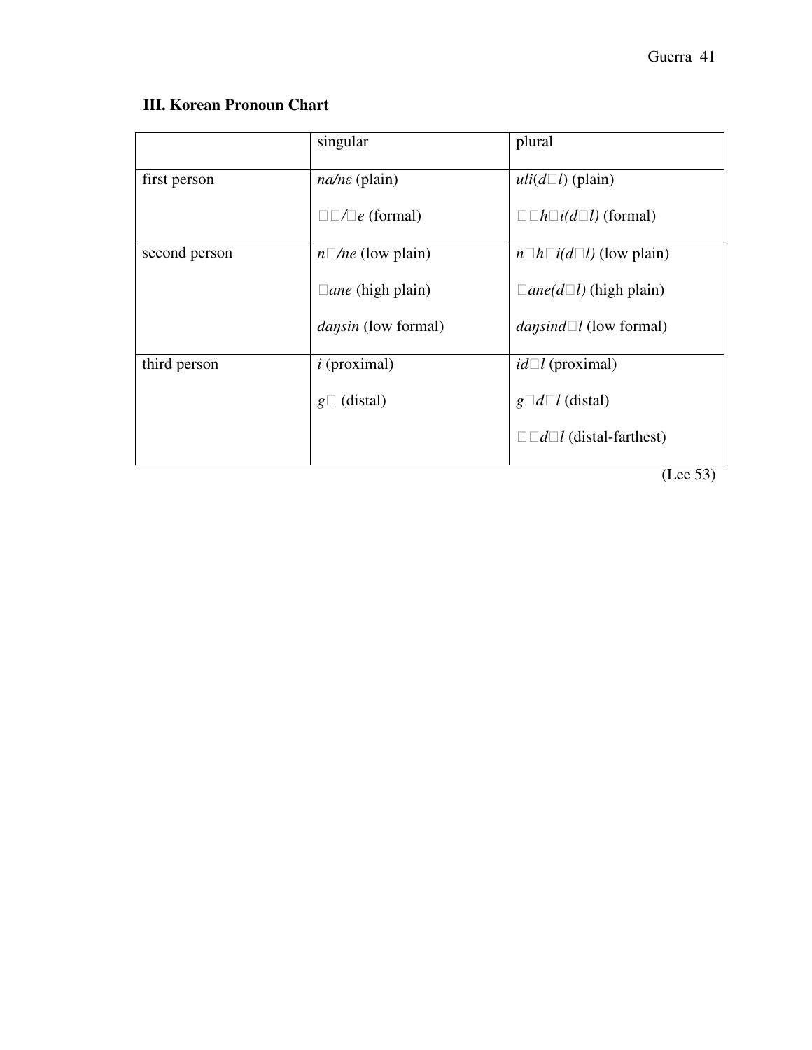### III. Korean Pronoun Chart

| | singular | plural |
|---|---|---|
| first person | *na/nɛ* (plain)<br><br>□□/□*e* (formal) | *uli*(*d*□*l*) (plain)<br><br>□□*h*□*i(d*□*l)* (formal) |
| second person | *n*□*/ne* (low plain)<br><br>□*ane* (high plain)<br><br>*daŋsin* (low formal) | *n*□*h*□*i(d*□*l)* (low plain)<br><br>□*ane(d*□*l)* (high plain)<br><br>*daŋsind*□*l* (low formal) |
| third person | *i* (proximal)<br><br>*g*□ (distal) | *id*□*l* (proximal)<br><br>*g*□*d*□*l* (distal)<br><br>□□*d*□*l* (distal-farthest) |

(Lee 53)